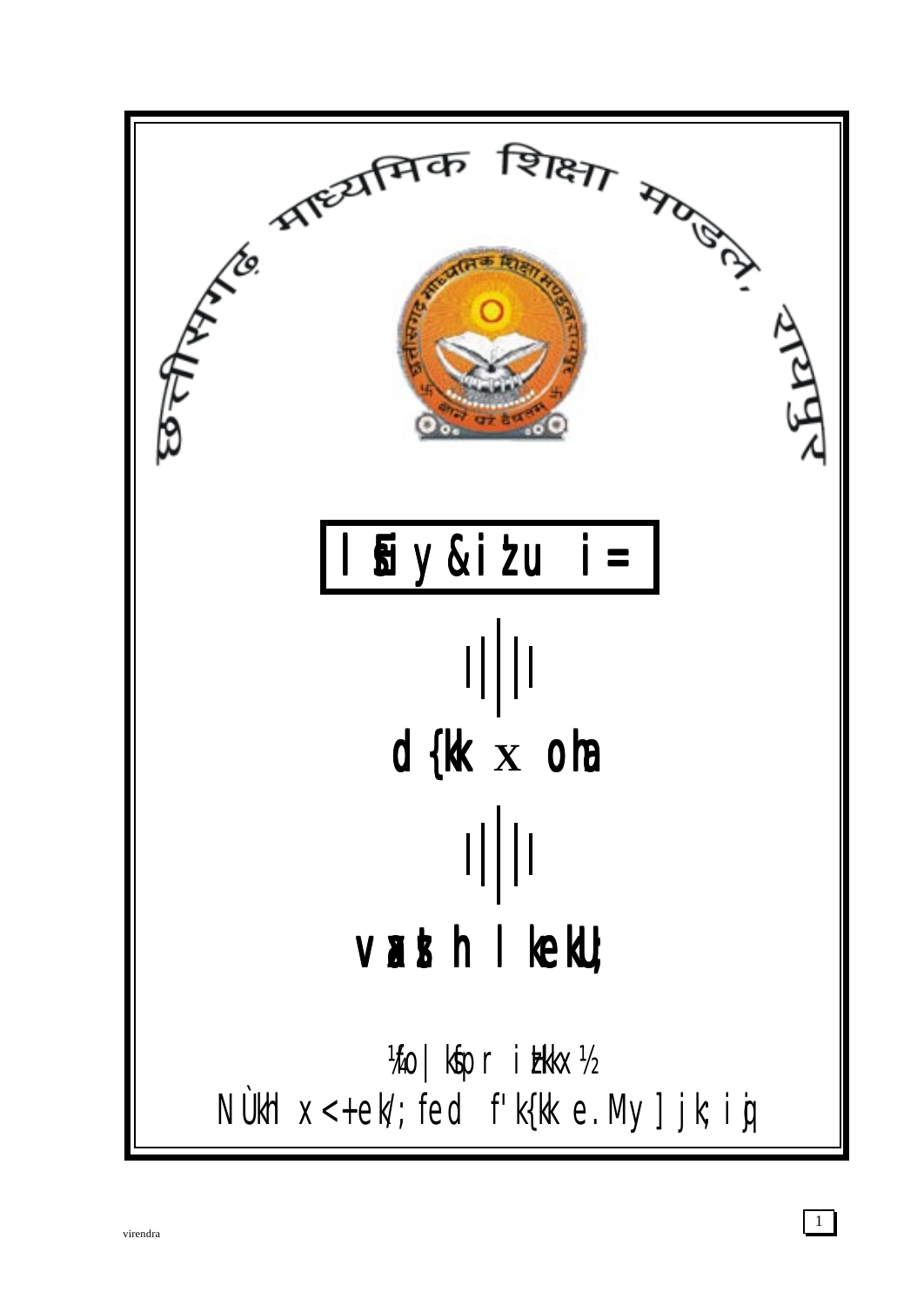छत्तीसगढ़ माध्यमिक शिक्षा मण्डल, रायपुर

# lSEiy&iz'u i=

||||

## d{kk x oha

||||

## vaxzsth lkekU;

¼fo|kfpr iz'kkx½

NÙkhlx<+ ek/;fed f'k{kk e.My] jk;iqj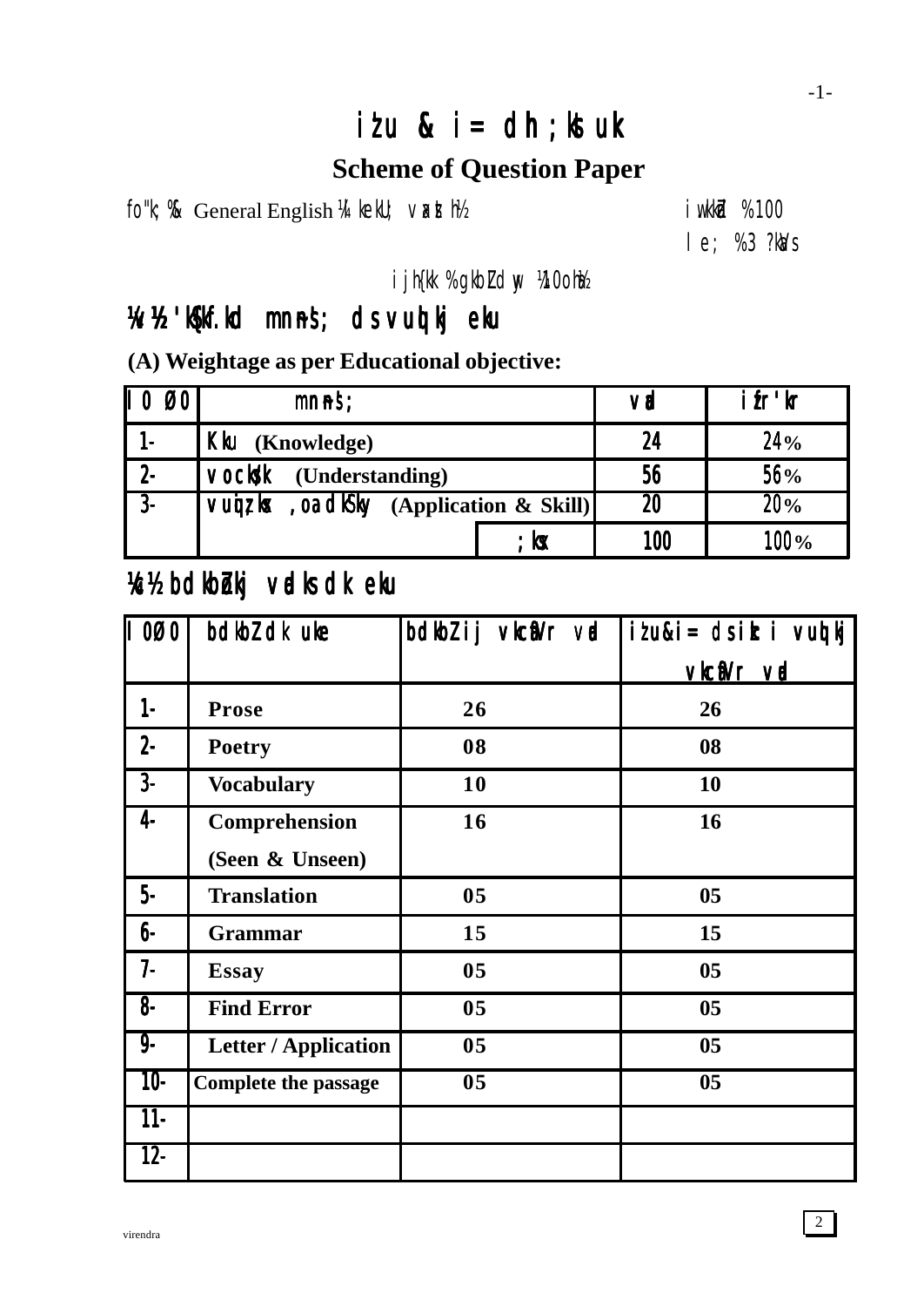# iz'u & i= dh ;kstuk

## Scheme of Question Paper

fo"k; %& General English ¼ekU; vaxzsth½ iw.kkZad %100

le; %3 ?kaVs

ijh{kk %gkbZLdwy ¼10oha½

## ¼v½ 'kSf{k.kd mn~ns'; ds vuqlkj eku

**(A) Weightage as per Educational objective:**

| l0 Ø0 | mn~ns'; | | vad | izfr'kr |
|---|---|---|---|---|
| 1- | Kku (Knowledge) | | 24 | 24% |
| 2- | vocks/k (Understanding) | | 56 | 56% |
| 3- | vuqiz;ksx ,oa dkS'ky (Application & Skill) | | 20 | 20% |
| | | ;ksx | 100 | 100% |

## ¼c½ bdkbZokj vadksa dk eku

| l0Ø0 | bdkbZ dk uke | bdkbZ ij vkcafVr vad | iz'u&i= dsikB i vuqlkj vkcafVr vad |
|---|---|---|---|
| 1- | Prose | 26 | 26 |
| 2- | Poetry | 08 | 08 |
| 3- | Vocabulary | 10 | 10 |
| 4- | Comprehension (Seen & Unseen) | 16 | 16 |
| 5- | Translation | 05 | 05 |
| 6- | Grammar | 15 | 15 |
| 7- | Essay | 05 | 05 |
| 8- | Find Error | 05 | 05 |
| 9- | Letter / Application | 05 | 05 |
| 10- | Complete the passage | 05 | 05 |
| 11- | | | |
| 12- | | | |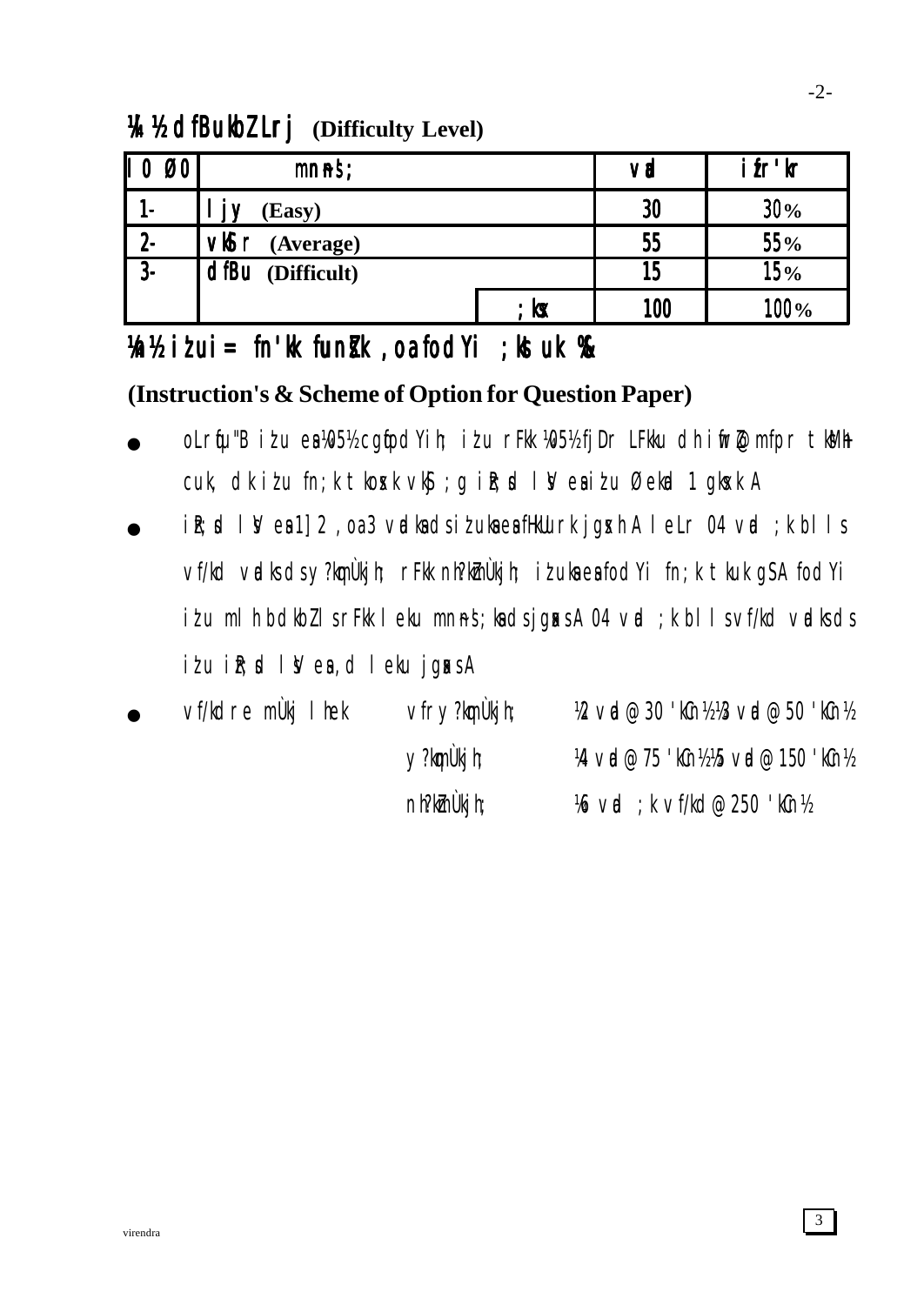## ¼4½ dfBukbZ Lrj (Difficulty Level)

| l0 Ø0 | mn~ns'; | | vad | izfr'kr |
|---|---|---|---|---|
| 1- | ljy (Easy) | | 30 | 30% |
| 2- | vkSlr (Average) | | 55 | 55% |
| 3- | dfBu (Difficult) | | 15 | 15% |
| | | ;ksx | 100 | 100% |

## ¼5½ iz'u i= fn'kk funZs'k ,oa fodYi ;kstuk %&

**(Instruction's & Scheme of Option for Question Paper)**

- oLrqfu"B iz'u esa ¼05½ cgqfodYih; iz'u rFkk ¼05½ fjDr LFkku dh iwfrZ@ mfpr tksM+h cuk, dk iz'u fn;k tkosxk vkSj ;g iz'u i=d lsV esa iz'u Øekad 1 gksxk A
- iz'u i=d lsV esa 1] 2 ,oa 3 vadksa ds iz'uksa esa fHkUurk jgsxh A leLr 04 vad ;k blls vf/kd vadksa ds y?kqmÙkjh; rFkk nh?kZmÙkjh; iz'uksa esa fodYi fn;k tkuk gS A fodYi iz'u mlh bdkbZ ls rFkk leku mn~ns';ksa ds jgsaxs A 04 vad ;k blls vf/kd vadksa ds iz'u i=d lsV esa ,d leku jgsaxs A
- vf/kdre mÙkj lhek
  - vfr y?kqmÙkjh; ¼2 vad @ 30 'kCn½ ¼3 vad @ 50 'kCn½
  - y?kqmÙkjh; ¼4 vad @ 75 'kCn½ ¼5 vad @ 150 'kCn½
  - nh?kZmÙkjh; ¼6 vad ;k vf/kd @ 250 'kCn½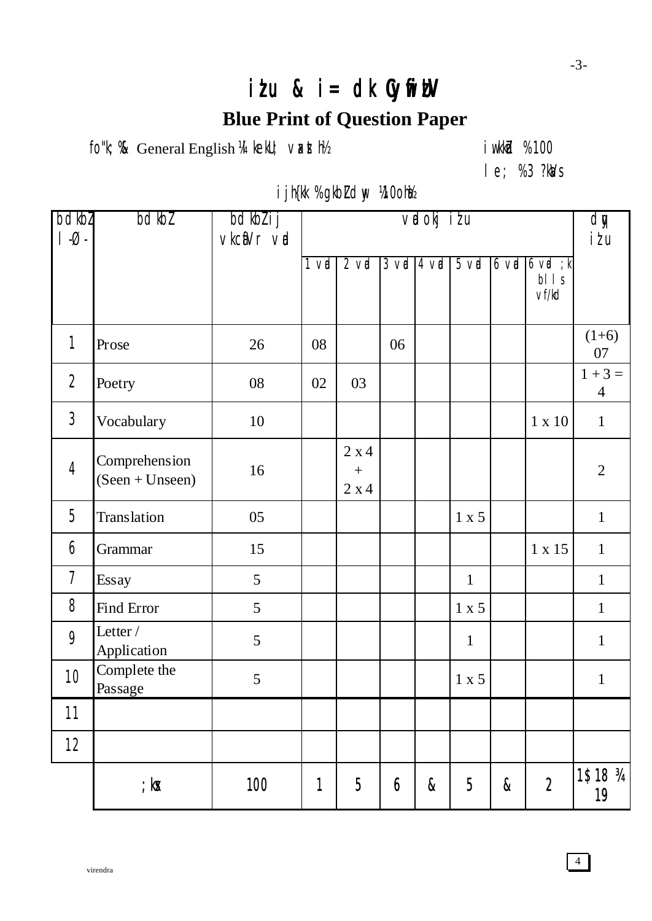# iz'u & i= dk CyqfizUV

## Blue Print of Question Paper

fo"k; %& General English ¼ kekU; vaxzsth½ iw.kkZad %100

le; %3 ?k.Vs

ijh{kk %gkbZLdwy ¼10oha½

| bdkbZ l-Ø- | bdkbZ | bdkbZ ij vkcafVr vad | vadokj iz'u | | | | | | | dqy iz'u |
|---|---|---|---|---|---|---|---|---|---|---|
| | | | 1 vad | 2 vad | 3 vad | 4 vad | 5 vad | 6 vad | 6 vad ;k blls vf/kd | |
| 1 | Prose | 26 | 08 | | 06 | | | | | (1+6) 07 |
| 2 | Poetry | 08 | 02 | 03 | | | | | | 1 + 3 = 4 |
| 3 | Vocabulary | 10 | | | | | | | 1 x 10 | 1 |
| 4 | Comprehension (Seen + Unseen) | 16 | | 2 x 4 + 2 x 4 | | | | | | 2 |
| 5 | Translation | 05 | | | | | 1 x 5 | | | 1 |
| 6 | Grammar | 15 | | | | | | | 1 x 15 | 1 |
| 7 | Essay | 5 | | | | | 1 | | | 1 |
| 8 | Find Error | 5 | | | | | 1 x 5 | | | 1 |
| 9 | Letter / Application | 5 | | | | | 1 | | | 1 |
| 10 | Complete the Passage | 5 | | | | | 1 x 5 | | | 1 |
| 11 | | | | | | | | | | |
| 12 | | | | | | | | | | |
| | ;ksx | 100 | 1 | 5 | 6 | & | 5 | & | 2 | 1$18 ¾ 19 |

virendra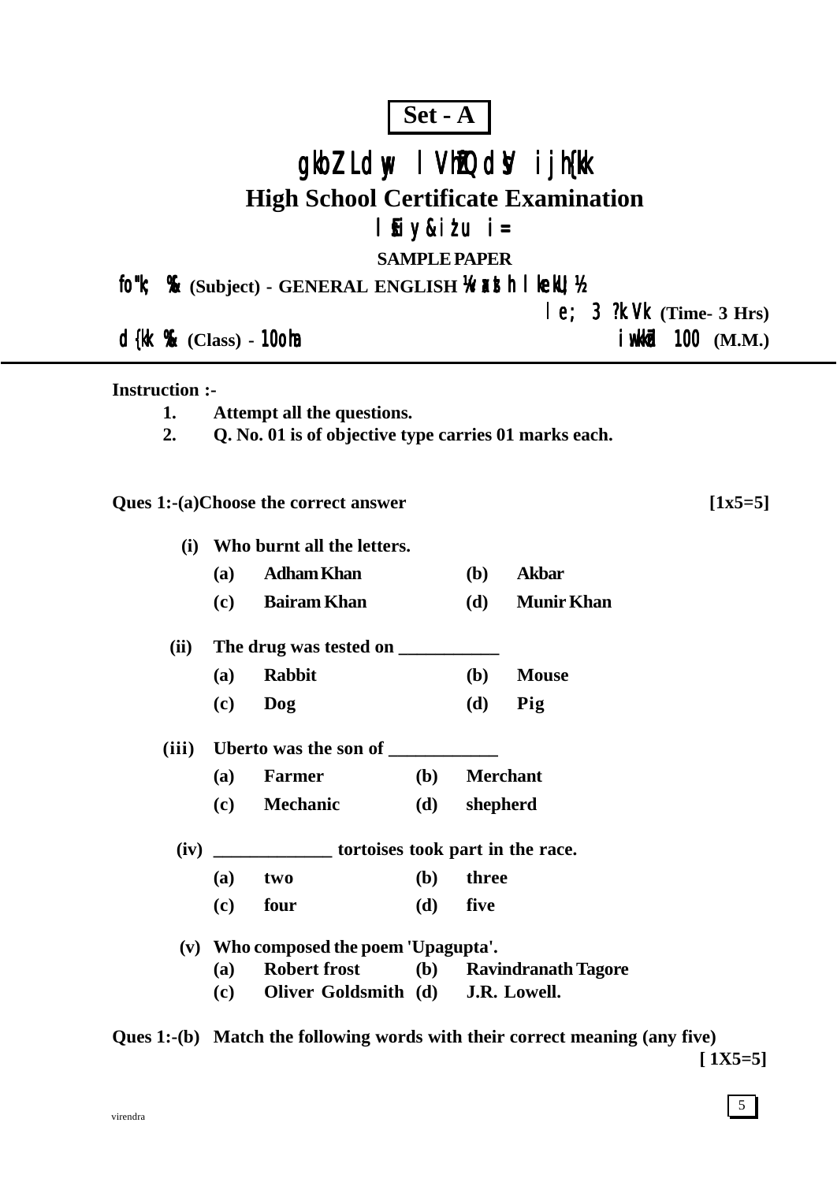**Set - A**

# हाईस्कूल सर्टिफिकेट परीक्षा

## High School Certificate Examination

### सैम्पल-पेपर पत्र

**SAMPLE PAPER**

**विषय :- (Subject) - GENERAL ENGLISH (अंग्रेजी सामान्य)**

**समय 3 घण्टे (Time- 3 Hrs)**

**कक्षा :- (Class) - 10वीं** **पूर्णांक 100 (M.M.)**

---

**Instruction :-**

1. **Attempt all the questions.**
2. **Q. No. 01 is of objective type carries 01 marks each.**

**Ques 1:-(a)Choose the correct answer** **[1x5=5]**

**(i) Who burnt all the letters.**

| | | | |
|---|---|---|---|
| (a) | Adham Khan | (b) | Akbar |
| (c) | Bairam Khan | (d) | Munir Khan |

**(ii) The drug was tested on ___________**

| | | | |
|---|---|---|---|
| (a) | Rabbit | (b) | Mouse |
| (c) | Dog | (d) | Pig |

**(iii) Uberto was the son of ____________**

| | | | |
|---|---|---|---|
| (a) | Farmer | (b) | Merchant |
| (c) | Mechanic | (d) | shepherd |

**(iv) _____________ tortoises took part in the race.**

| | | | |
|---|---|---|---|
| (a) | two | (b) | three |
| (c) | four | (d) | five |

**(v) Who composed the poem 'Upagupta'.**

| | | | |
|---|---|---|---|
| (a) | Robert frost | (b) | Ravindranath Tagore |
| (c) | Oliver Goldsmith | (d) | J.R. Lowell. |

**Ques 1:-(b) Match the following words with their correct meaning (any five)** **[ 1X5=5]**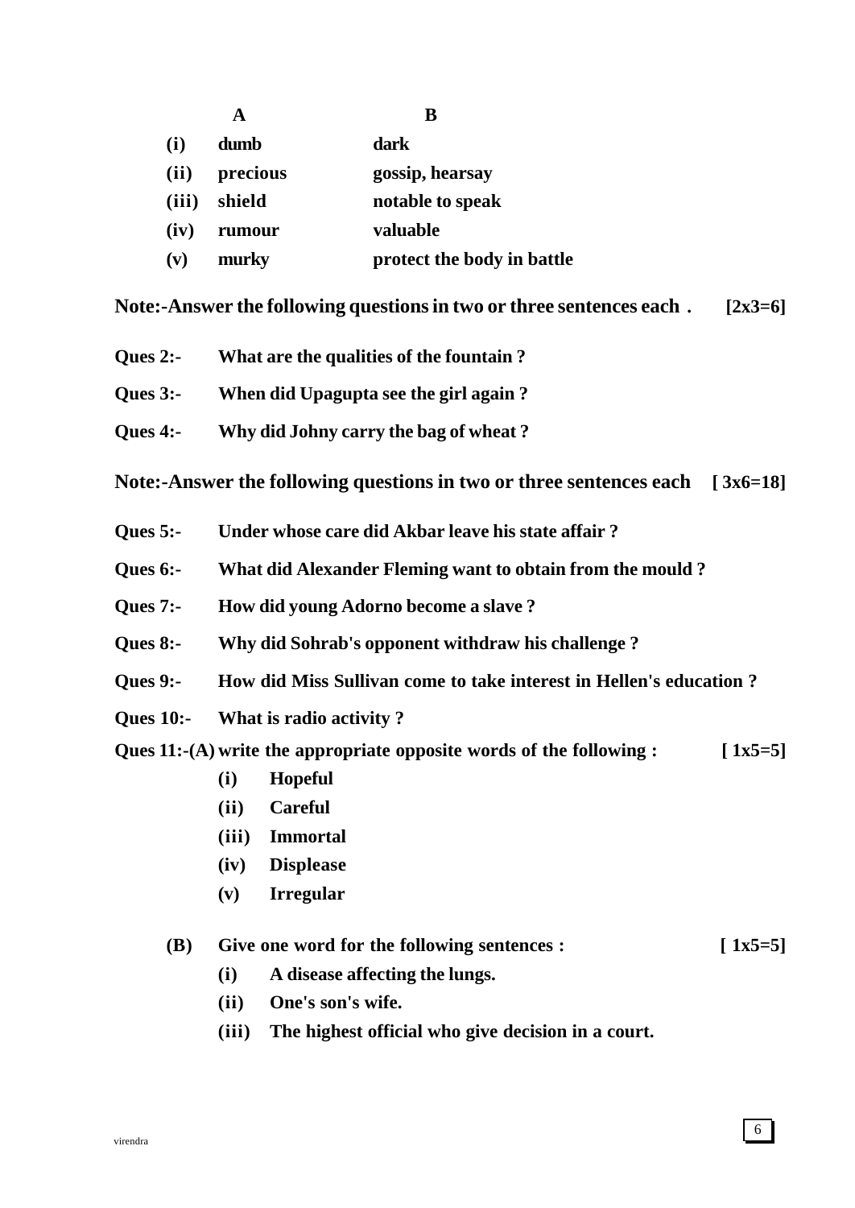| | A | B |
|---|---|---|
| **(i)** | **dumb** | **dark** |
| **(ii)** | **precious** | **gossip, hearsay** |
| **(iii)** | **shield** | **notable to speak** |
| **(iv)** | **rumour** | **valuable** |
| **(v)** | **murky** | **protect the body in battle** |

**Note:-Answer the following questions in two or three sentences each . [2x3=6]**

**Ques 2:- What are the qualities of the fountain ?**

**Ques 3:- When did Upagupta see the girl again ?**

**Ques 4:- Why did Johny carry the bag of wheat ?**

**Note:-Answer the following questions in two or three sentences each [ 3x6=18]**

**Ques 5:- Under whose care did Akbar leave his state affair ?**

**Ques 6:- What did Alexander Fleming want to obtain from the mould ?**

**Ques 7:- How did young Adorno become a slave ?**

**Ques 8:- Why did Sohrab's opponent withdraw his challenge ?**

**Ques 9:- How did Miss Sullivan come to take interest in Hellen's education ?**

**Ques 10:- What is radio activity ?**

**Ques 11:-(A) write the appropriate opposite words of the following : [ 1x5=5]**

- **(i) Hopeful**
- **(ii) Careful**
- **(iii) Immortal**
- **(iv) Displease**
- **(v) Irregular**

**(B) Give one word for the following sentences : [ 1x5=5]**

- **(i) A disease affecting the lungs.**
- **(ii) One's son's wife.**
- **(iii) The highest official who give decision in a court.**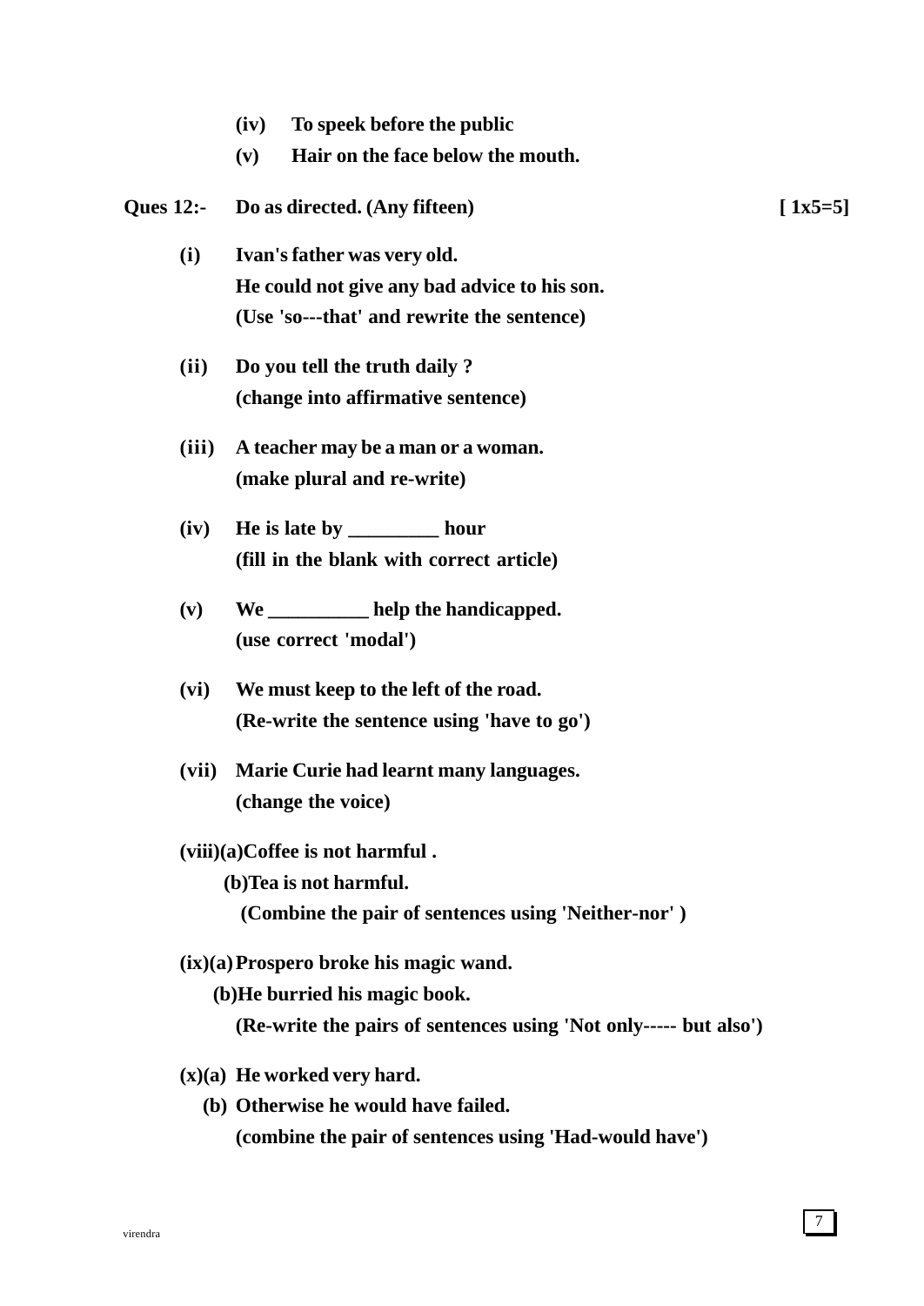**(iv)** To speek before the public

**(v)** Hair on the face below the mouth.

**Ques 12:-** Do as directed. (Any fifteen) **[ 1x5=5]**

**(i)** Ivan's father was very old.
He could not give any bad advice to his son.
(Use 'so---that' and rewrite the sentence)

**(ii)** Do you tell the truth daily ?
(change into affirmative sentence)

**(iii)** A teacher may be a man or a woman.
(make plural and re-write)

**(iv)** He is late by _________ hour
(fill in the blank with correct article)

**(v)** We __________ help the handicapped.
(use correct 'modal')

**(vi)** We must keep to the left of the road.
(Re-write the sentence using 'have to go')

**(vii)** Marie Curie had learnt many languages.
(change the voice)

**(viii)(a)** Coffee is not harmful .
**(b)** Tea is not harmful.
(Combine the pair of sentences using 'Neither-nor' )

**(ix)(a)** Prospero broke his magic wand.
**(b)** He burried his magic book.
(Re-write the pairs of sentences using 'Not only----- but also')

**(x)(a)** He worked very hard.
**(b)** Otherwise he would have failed.
(combine the pair of sentences using 'Had-would have')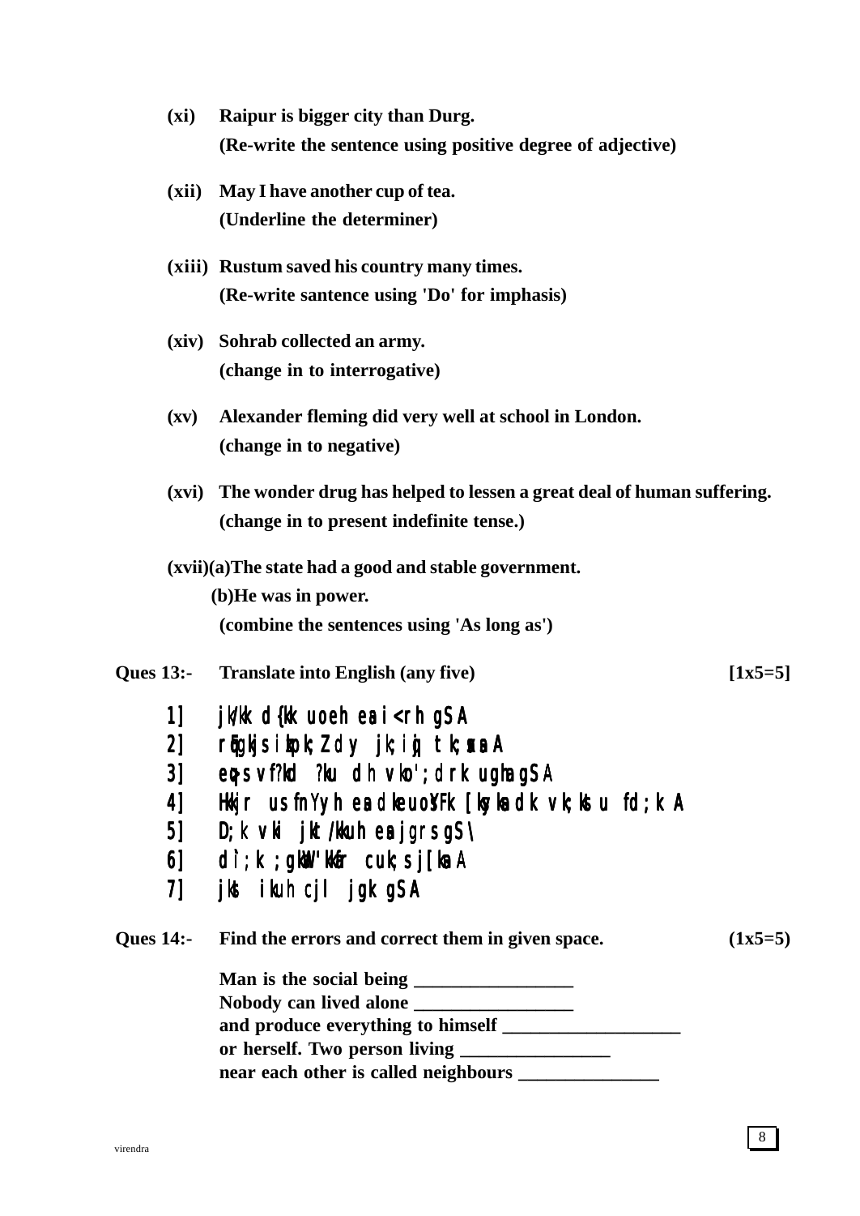(xi) **Raipur is bigger city than Durg.**
**(Re-write the sentence using positive degree of adjective)**

(xii) **May I have another cup of tea.**
**(Underline the determiner)**

(xiii) **Rustum saved his country many times.**
**(Re-write santence using 'Do' for imphasis)**

(xiv) **Sohrab collected an army.**
**(change in to interrogative)**

(xv) **Alexander fleming did very well at school in London.**
**(change in to negative)**

(xvi) **The wonder drug has helped to lessen a great deal of human suffering.**
**(change in to present indefinite tense.)**

(xvii) **(a) The state had a good and stable government.**
**(b) He was in power.**
**(combine the sentences using 'As long as')**

**Ques 13:- Translate into English (any five)** **[1x5=5]**

1] jk/kk d{kk uoeh esa i<rh gSA
2] rqEgkjs izkpk;Z dy jk;iqj tk;saxsA
3] eq>s vf/kd /ku dh vko';drk ugha gSA
4] Hkkjr us fnYyh esa dkWeuosYFk [ksyksa dk vk;kstu fd;k A
5] D;k vki jkt/kkuh esa jgrs gS\
6] d`i;k ;gk¡ 'kkafr cuk;s j[ksa A
7] jkst ikuh cjl jgk gSA

**Ques 14:- Find the errors and correct them in given space.** **(1x5=5)**

**Man is the social being _________________**
**Nobody can lived alone _________________**
**and produce everything to himself ___________________**
**or herself. Two person living ________________**
**near each other is called neighbours _______________**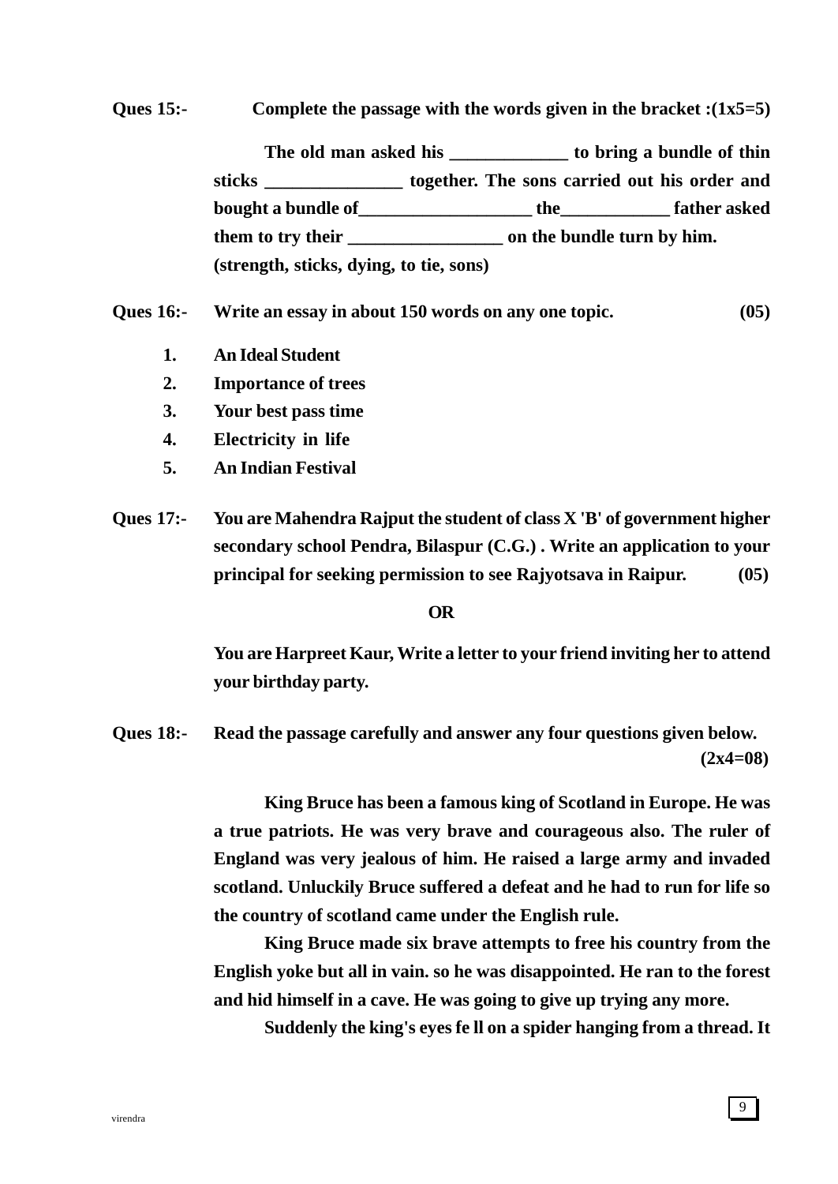**Ques 15:-** **Complete the passage with the words given in the bracket :(1x5=5)**

**The old man asked his _____________ to bring a bundle of thin sticks _______________ together. The sons carried out his order and bought a bundle of___________________ the____________ father asked them to try their _________________ on the bundle turn by him. (strength, sticks, dying, to tie, sons)**

**Ques 16:-** **Write an essay in about 150 words on any one topic. (05)**

1. **An Ideal Student**
2. **Importance of trees**
3. **Your best pass time**
4. **Electricity in life**
5. **An Indian Festival**

**Ques 17:-** **You are Mahendra Rajput the student of class X 'B' of government higher secondary school Pendra, Bilaspur (C.G.) . Write an application to your principal for seeking permission to see Rajyotsava in Raipur. (05)**

**OR**

**You are Harpreet Kaur, Write a letter to your friend inviting her to attend your birthday party.**

**Ques 18:-** **Read the passage carefully and answer any four questions given below. (2x4=08)**

**King Bruce has been a famous king of Scotland in Europe. He was a true patriots. He was very brave and courageous also. The ruler of England was very jealous of him. He raised a large army and invaded scotland. Unluckily Bruce suffered a defeat and he had to run for life so the country of scotland came under the English rule.**

**King Bruce made six brave attempts to free his country from the English yoke but all in vain. so he was disappointed. He ran to the forest and hid himself in a cave. He was going to give up trying any more.**

**Suddenly the king's eyes fe ll on a spider hanging from a thread. It**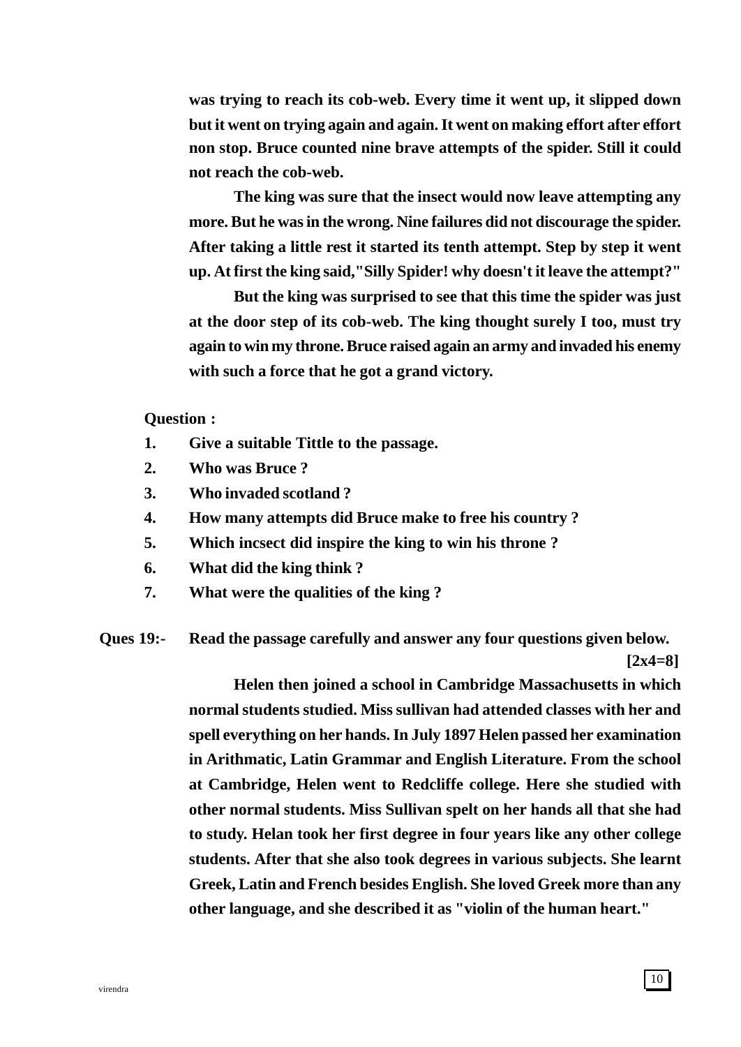**was trying to reach its cob-web. Every time it went up, it slipped down but it went on trying again and again. It went on making effort after effort non stop. Bruce counted nine brave attempts of the spider. Still it could not reach the cob-web.**

**The king was sure that the insect would now leave attempting any more. But he was in the wrong. Nine failures did not discourage the spider. After taking a little rest it started its tenth attempt. Step by step it went up. At first the king said,"Silly Spider! why doesn't it leave the attempt?"**

**But the king was surprised to see that this time the spider was just at the door step of its cob-web. The king thought surely I too, must try again to win my throne. Bruce raised again an army and invaded his enemy with such a force that he got a grand victory.**

**Question :**

1. **Give a suitable Tittle to the passage.**
2. **Who was Bruce ?**
3. **Who invaded scotland ?**
4. **How many attempts did Bruce make to free his country ?**
5. **Which incsect did inspire the king to win his throne ?**
6. **What did the king think ?**
7. **What were the qualities of the king ?**

**Ques 19:-** **Read the passage carefully and answer any four questions given below.** **[2x4=8]**

**Helen then joined a school in Cambridge Massachusetts in which normal students studied. Miss sullivan had attended classes with her and spell everything on her hands. In July 1897 Helen passed her examination in Arithmatic, Latin Grammar and English Literature. From the school at Cambridge, Helen went to Redcliffe college. Here she studied with other normal students. Miss Sullivan spelt on her hands all that she had to study. Helan took her first degree in four years like any other college students. After that she also took degrees in various subjects. She learnt Greek, Latin and French besides English. She loved Greek more than any other language, and she described it as "violin of the human heart."**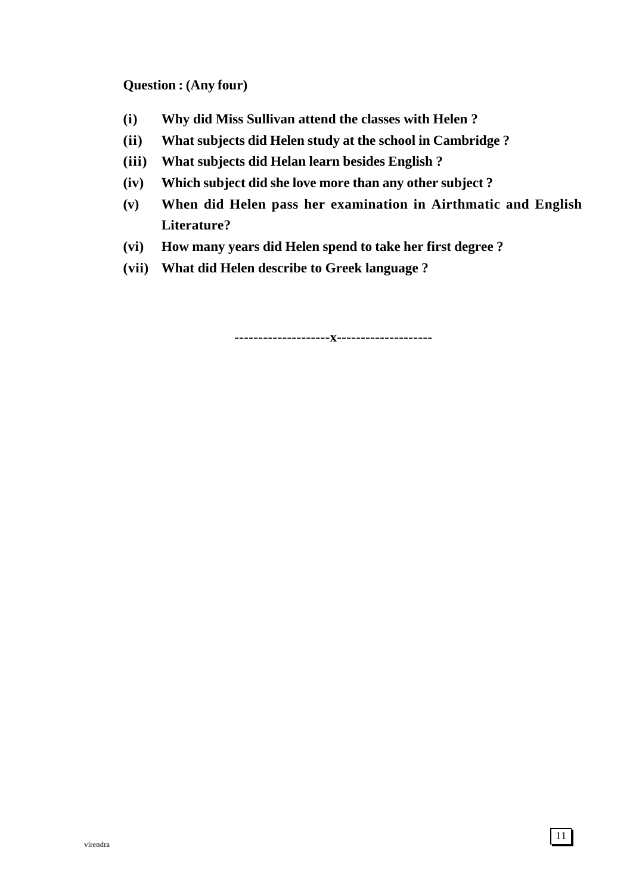**Question : (Any four)**

- **(i)** **Why did Miss Sullivan attend the classes with Helen ?**
- **(ii)** **What subjects did Helen study at the school in Cambridge ?**
- **(iii)** **What subjects did Helan learn besides English ?**
- **(iv)** **Which subject did she love more than any other subject ?**
- **(v)** **When did Helen pass her examination in Airthmatic and English Literature?**
- **(vi)** **How many years did Helen spend to take her first degree ?**
- **(vii)** **What did Helen describe to Greek language ?**

--------------------x--------------------

virendra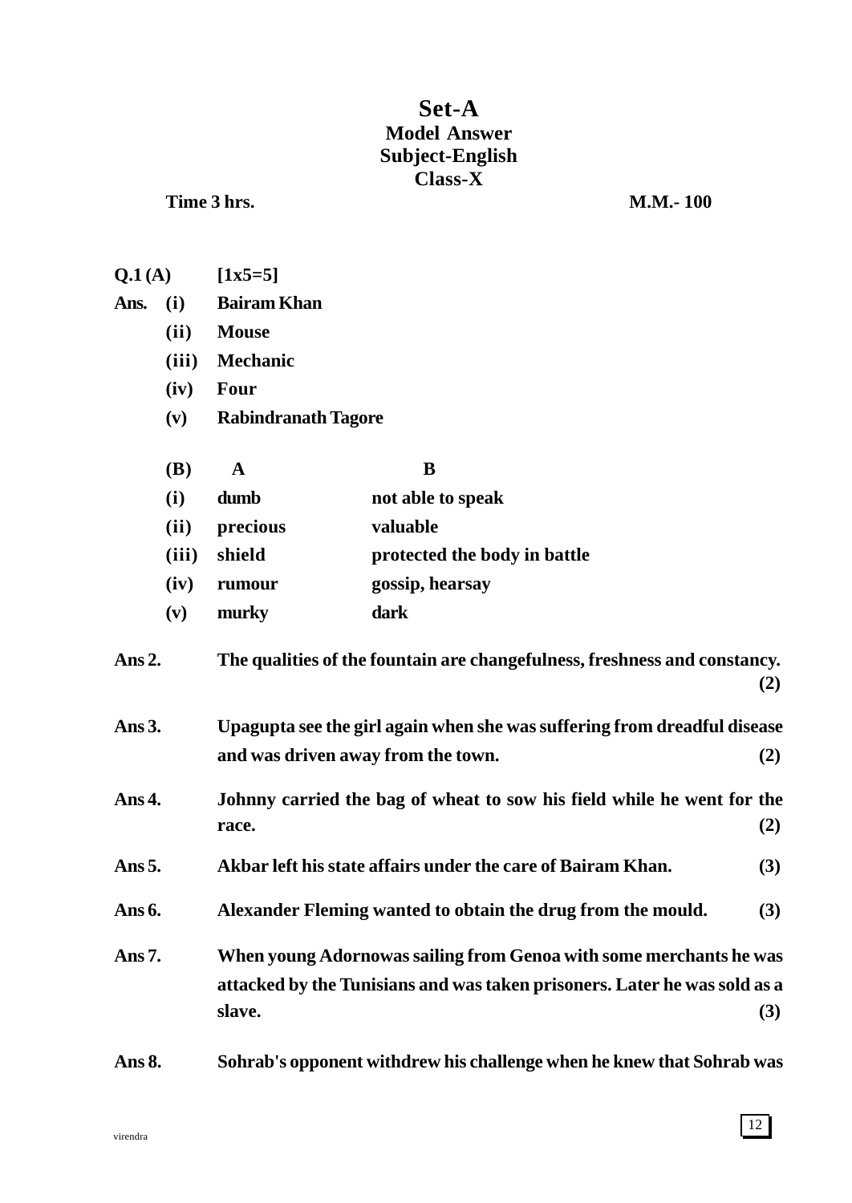# Set-A

## Model Answer

## Subject-English

## Class-X

**Time 3 hrs.** **M.M.- 100**

**Q.1 (A)** **[1x5=5]**

**Ans.**
- **(i)** **Bairam Khan**
- **(ii)** **Mouse**
- **(iii)** **Mechanic**
- **(iv)** **Four**
- **(v)** **Rabindranath Tagore**

| (B) | A | B |
|---|---|---|
| (i) | dumb | not able to speak |
| (ii) | precious | valuable |
| (iii) | shield | protected the body in battle |
| (iv) | rumour | gossip, hearsay |
| (v) | murky | dark |

**Ans 2.** **The qualities of the fountain are changefulness, freshness and constancy.** **(2)**

**Ans 3.** **Upagupta see the girl again when she was suffering from dreadful disease and was driven away from the town.** **(2)**

**Ans 4.** **Johnny carried the bag of wheat to sow his field while he went for the race.** **(2)**

**Ans 5.** **Akbar left his state affairs under the care of Bairam Khan.** **(3)**

**Ans 6.** **Alexander Fleming wanted to obtain the drug from the mould.** **(3)**

**Ans 7.** **When young Adornowas sailing from Genoa with some merchants he was attacked by the Tunisians and was taken prisoners. Later he was sold as a slave.** **(3)**

**Ans 8.** **Sohrab's opponent withdrew his challenge when he knew that Sohrab was**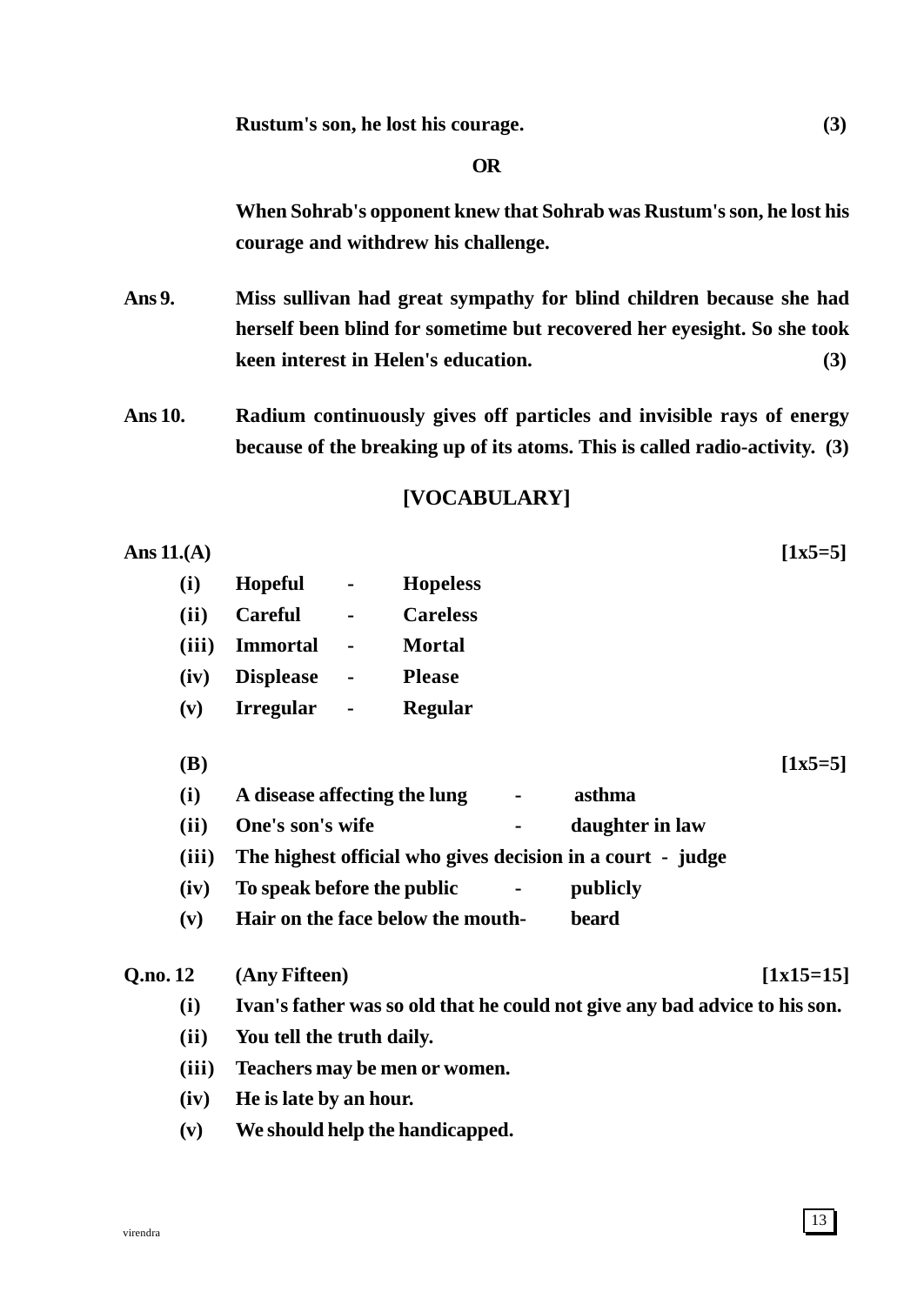**Rustum's son, he lost his courage.** **(3)**

**OR**

**When Sohrab's opponent knew that Sohrab was Rustum's son, he lost his courage and withdrew his challenge.**

**Ans 9.** **Miss sullivan had great sympathy for blind children because she had herself been blind for sometime but recovered her eyesight. So she took keen interest in Helen's education.** **(3)**

**Ans 10.** **Radium continuously gives off particles and invisible rays of energy because of the breaking up of its atoms. This is called radio-activity.** **(3)**

## [VOCABULARY]

**Ans 11.(A)** **[1x5=5]**

- **(i)** **Hopeful - Hopeless**
- **(ii)** **Careful - Careless**
- **(iii)** **Immortal - Mortal**
- **(iv)** **Displease - Please**
- **(v)** **Irregular - Regular**

**(B)** **[1x5=5]**

- **(i)** **A disease affecting the lung - asthma**
- **(ii)** **One's son's wife - daughter in law**
- **(iii)** **The highest official who gives decision in a court - judge**
- **(iv)** **To speak before the public - publicly**
- **(v)** **Hair on the face below the mouth- beard**

**Q.no. 12** **(Any Fifteen)** **[1x15=15]**

- **(i)** **Ivan's father was so old that he could not give any bad advice to his son.**
- **(ii)** **You tell the truth daily.**
- **(iii)** **Teachers may be men or women.**
- **(iv)** **He is late by an hour.**
- **(v)** **We should help the handicapped.**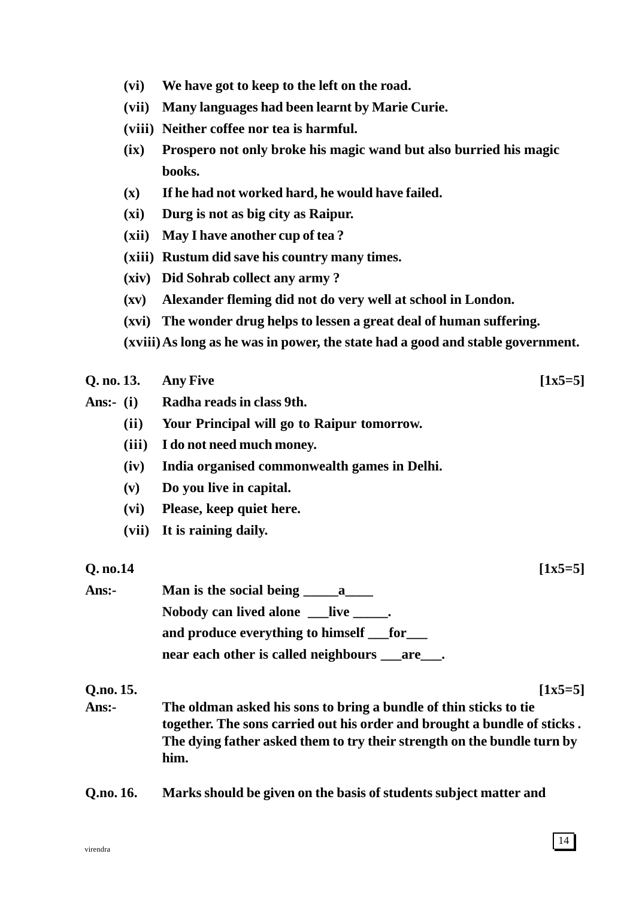**(vi)** **We have got to keep to the left on the road.**

**(vii)** **Many languages had been learnt by Marie Curie.**

**(viii)** **Neither coffee nor tea is harmful.**

**(ix)** **Prospero not only broke his magic wand but also burried his magic books.**

**(x)** **If he had not worked hard, he would have failed.**

**(xi)** **Durg is not as big city as Raipur.**

**(xii)** **May I have another cup of tea ?**

**(xiii)** **Rustum did save his country many times.**

**(xiv)** **Did Sohrab collect any army ?**

**(xv)** **Alexander fleming did not do very well at school in London.**

**(xvi)** **The wonder drug helps to lessen a great deal of human suffering.**

**(xviii)** **As long as he was in power, the state had a good and stable government.**

**Q. no. 13.** **Any Five** **[1x5=5]**

**Ans:-**

**(i)** **Radha reads in class 9th.**

**(ii)** **Your Principal will go to Raipur tomorrow.**

**(iii)** **I do not need much money.**

**(iv)** **India organised commonwealth games in Delhi.**

**(v)** **Do you live in capital.**

**(vi)** **Please, keep quiet here.**

**(vii)** **It is raining daily.**

**Q. no.14** **[1x5=5]**

**Ans:-** **Man is the social being _____a____**

**Nobody can lived alone ___live _____.**

**and produce everything to himself ___for___**

**near each other is called neighbours ___are___.**

**Q.no. 15.** **[1x5=5]**

**Ans:-** **The oldman asked his sons to bring a bundle of thin sticks to tie together. The sons carried out his order and brought a bundle of sticks . The dying father asked them to try their strength on the bundle turn by him.**

**Q.no. 16.** **Marks should be given on the basis of students subject matter and**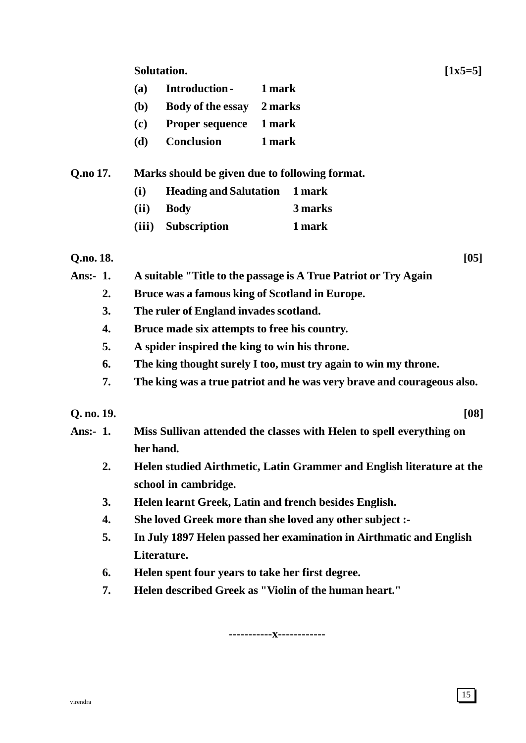**Solutation.** **[1x5=5]**

| | | |
|---|---|---|
| **(a)** | **Introduction -** | **1 mark** |
| **(b)** | **Body of the essay** | **2 marks** |
| **(c)** | **Proper sequence** | **1 mark** |
| **(d)** | **Conclusion** | **1 mark** |

**Q.no 17.** **Marks should be given due to following format.**

| | | |
|---|---|---|
| **(i)** | **Heading and Salutation** | **1 mark** |
| **(ii)** | **Body** | **3 marks** |
| **(iii)** | **Subscription** | **1 mark** |

**Q.no. 18.** **[05]**

**Ans:-**

1. **A suitable "Title to the passage is A True Patriot or Try Again**
2. **Bruce was a famous king of Scotland in Europe.**
3. **The ruler of England invades scotland.**
4. **Bruce made six attempts to free his country.**
5. **A spider inspired the king to win his throne.**
6. **The king thought surely I too, must try again to win my throne.**
7. **The king was a true patriot and he was very brave and courageous also.**

**Q. no. 19.** **[08]**

**Ans:-**

1. **Miss Sullivan attended the classes with Helen to spell everything on her hand.**
2. **Helen studied Airthmetic, Latin Grammer and English literature at the school in cambridge.**
3. **Helen learnt Greek, Latin and french besides English.**
4. **She loved Greek more than she loved any other subject :-**
5. **In July 1897 Helen passed her examination in Airthmatic and English Literature.**
6. **Helen spent four years to take her first degree.**
7. **Helen described Greek as "Violin of the human heart."**

**-----------x------------**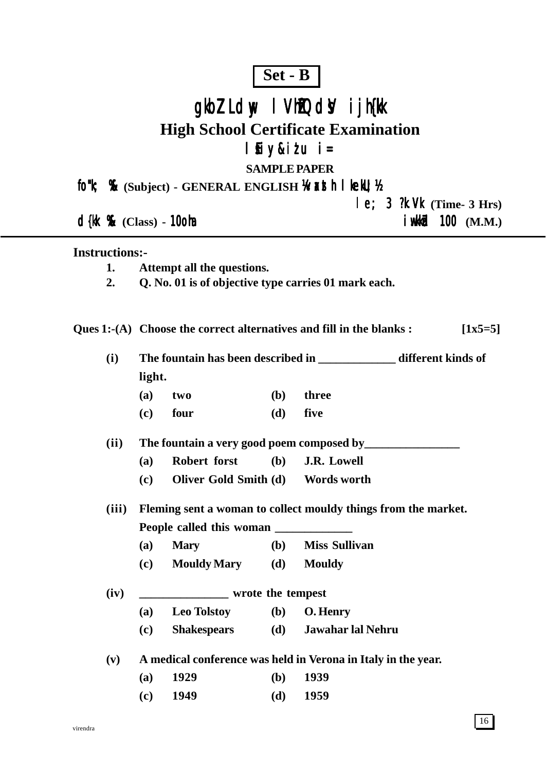**Set - B**

# gkbZ Ldwy lVhZfQdsV ijh{kk

## High School Certificate Examination

### lSEiy&isij

### SAMPLE PAPER

**fo"k; %& (Subject) - GENERAL ENGLISH ¼tujy vaxzsth lkekU;½**

**le; 3 ?k.Vk (Time- 3 Hrs)**

**d{kk %& (Class) - 10oha** **iw.kkZad 100 (M.M.)**

---

**Instructions:-**

1. **Attempt all the questions.**
2. **Q. No. 01 is of objective type carries 01 mark each.**

**Ques 1:-(A) Choose the correct alternatives and fill in the blanks : [1x5=5]**

**(i) The fountain has been described in _____________ different kinds of light.**

(a) two (b) three
(c) four (d) five

**(ii) The fountain a very good poem composed by________________**

(a) Robert forst (b) J.R. Lowell
(c) Oliver Gold Smith (d) Words worth

**(iii) Fleming sent a woman to collect mouldy things from the market. People called this woman _____________**

(a) Mary (b) Miss Sullivan
(c) Mouldy Mary (d) Mouldy

**(iv) _______________ wrote the tempest**

(a) Leo Tolstoy (b) O. Henry
(c) Shakespears (d) Jawahar lal Nehru

**(v) A medical conference was held in Verona in Italy in the year.**

(a) 1929 (b) 1939
(c) 1949 (d) 1959

virendra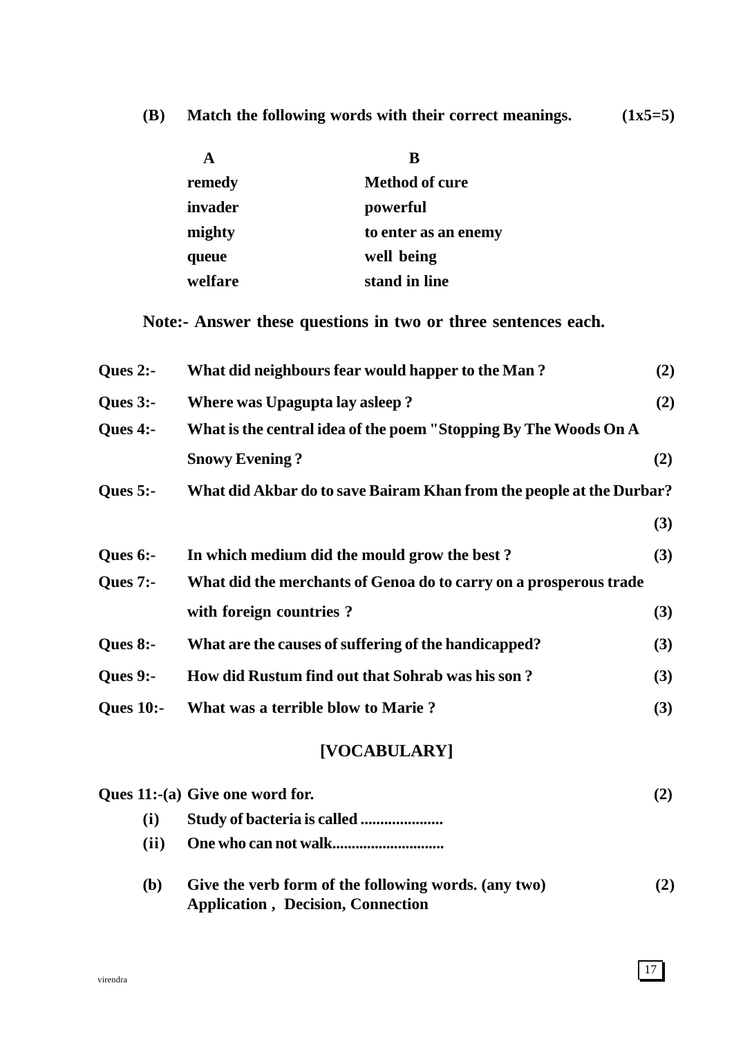**(B) Match the following words with their correct meanings. (1x5=5)**

| A | B |
|---|---|
| remedy | Method of cure |
| invader | powerful |
| mighty | to enter as an enemy |
| queue | well being |
| welfare | stand in line |

**Note:- Answer these questions in two or three sentences each.**

**Ques 2:-** What did neighbours fear would happer to the Man ? **(2)**

**Ques 3:-** Where was Upagupta lay asleep ? **(2)**

**Ques 4:-** What is the central idea of the poem "Stopping By The Woods On A Snowy Evening ? **(2)**

**Ques 5:-** What did Akbar do to save Bairam Khan from the people at the Durbar? **(3)**

**Ques 6:-** In which medium did the mould grow the best ? **(3)**

**Ques 7:-** What did the merchants of Genoa do to carry on a prosperous trade with foreign countries ? **(3)**

**Ques 8:-** What are the causes of suffering of the handicapped? **(3)**

**Ques 9:-** How did Rustum find out that Sohrab was his son ? **(3)**

**Ques 10:-** What was a terrible blow to Marie ? **(3)**

## [VOCABULARY]

**Ques 11:-(a) Give one word for. (2)**

(i) Study of bacteria is called .....................

(ii) One who can not walk.............................

**(b) Give the verb form of the following words. (any two) (2)**
Application , Decision, Connection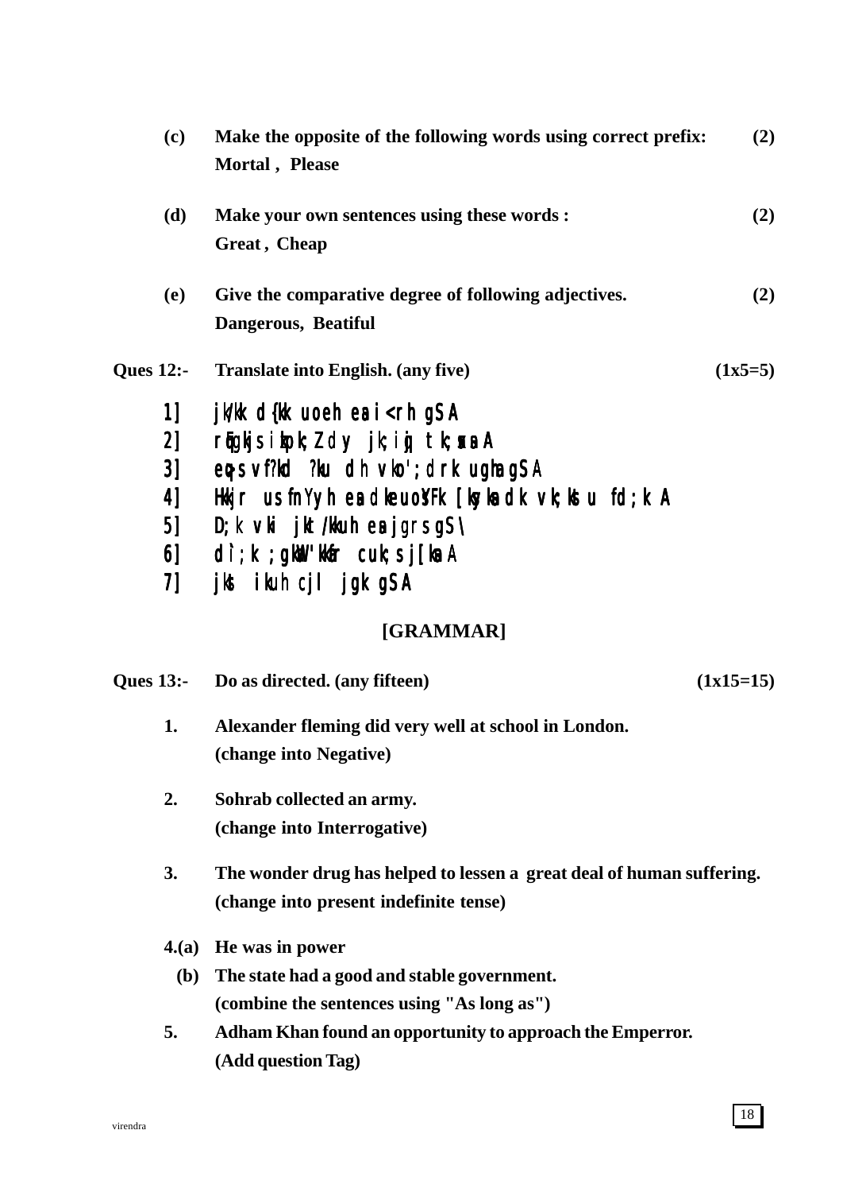**(c)** Make the opposite of the following words using correct prefix: **(2)**
Mortal , Please

**(d)** Make your own sentences using these words : **(2)**
Great , Cheap

**(e)** Give the comparative degree of following adjectives. **(2)**
Dangerous, Beatiful

**Ques 12:-** Translate into English. (any five) **(1x5=5)**

1] jk/kk d{kk uoeh esa i<rh gSA
2] rqEgkjs izkpk;Z dy jk;iqj tk;saxsA
3] eq>s vf/kd /ku dh vko';drk ugha gSA
4] Hkkjr us fnYyh esa dkeuosYFk [ksyksa dk vk;kstu fd;kA
5] D;k vki jkt/kkuh esa jgrs gS\
6] d`i;k ;gk¡ 'kkafr cuk;s j[ksaA
7] jke ikuh cjl jgk gSA

## [GRAMMAR]

**Ques 13:-** Do as directed. (any fifteen) **(1x15=15)**

1. Alexander fleming did very well at school in London.
(change into Negative)

2. Sohrab collected an army.
(change into Interrogative)

3. The wonder drug has helped to lessen a great deal of human suffering.
(change into present indefinite tense)

4.(a) He was in power
(b) The state had a good and stable government.
(combine the sentences using "As long as")

5. Adham Khan found an opportunity to approach the Emperror.
(Add question Tag)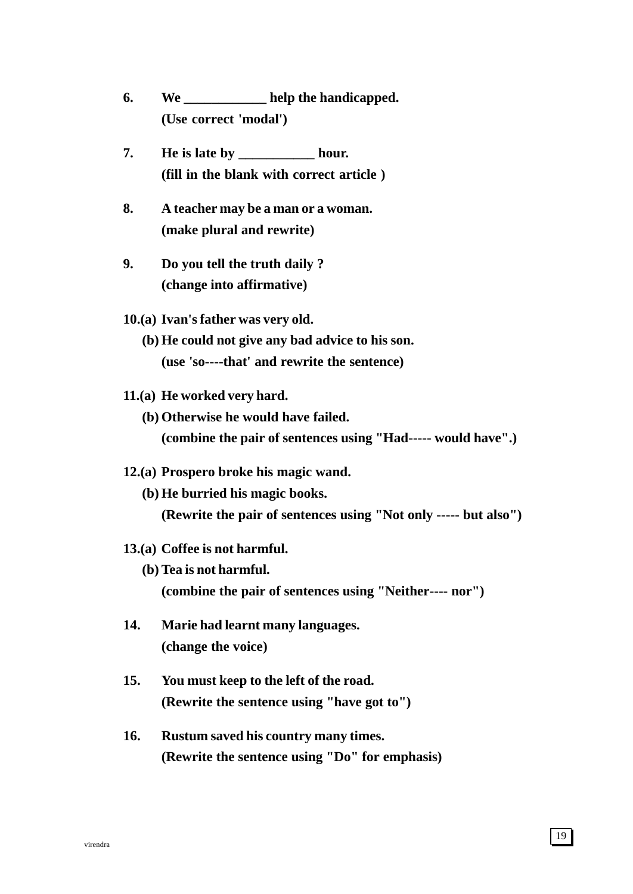**6.** **We ____________ help the handicapped.**
**(Use correct 'modal')**

**7.** **He is late by ___________ hour.**
**(fill in the blank with correct article )**

**8.** **A teacher may be a man or a woman.**
**(make plural and rewrite)**

**9.** **Do you tell the truth daily ?**
**(change into affirmative)**

**10.(a) Ivan's father was very old.**
**(b) He could not give any bad advice to his son.**
**(use 'so----that' and rewrite the sentence)**

**11.(a) He worked very hard.**
**(b) Otherwise he would have failed.**
**(combine the pair of sentences using "Had----- would have".)**

**12.(a) Prospero broke his magic wand.**
**(b) He burried his magic books.**
**(Rewrite the pair of sentences using "Not only ----- but also")**

**13.(a) Coffee is not harmful.**
**(b) Tea is not harmful.**
**(combine the pair of sentences using "Neither---- nor")**

**14.** **Marie had learnt many languages.**
**(change the voice)**

**15.** **You must keep to the left of the road.**
**(Rewrite the sentence using "have got to")**

**16.** **Rustum saved his country many times.**
**(Rewrite the sentence using "Do" for emphasis)**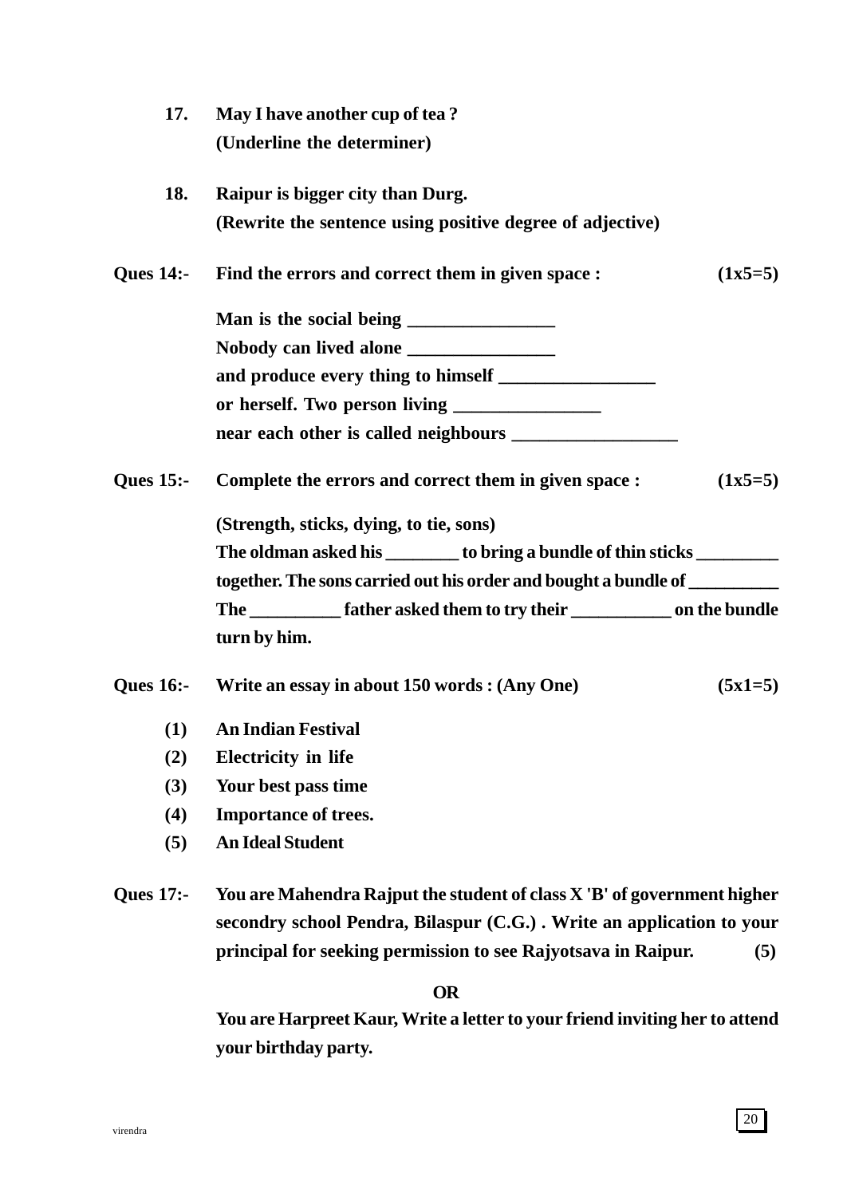**17.** **May I have another cup of tea ?**
**(Underline the determiner)**

**18.** **Raipur is bigger city than Durg.**
**(Rewrite the sentence using positive degree of adjective)**

**Ques 14:-** **Find the errors and correct them in given space :** **(1x5=5)**

**Man is the social being ________________**
**Nobody can lived alone ________________**
**and produce every thing to himself _________________**
**or herself. Two person living ________________**
**near each other is called neighbours __________________**

**Ques 15:-** **Complete the errors and correct them in given space :** **(1x5=5)**

**(Strength, sticks, dying, to tie, sons)**
**The oldman asked his ________ to bring a bundle of thin sticks _________ together. The sons carried out his order and bought a bundle of __________ The __________ father asked them to try their ___________ on the bundle turn by him.**

**Ques 16:-** **Write an essay in about 150 words : (Any One)** **(5x1=5)**

**(1)** **An Indian Festival**
**(2)** **Electricity in life**
**(3)** **Your best pass time**
**(4)** **Importance of trees.**
**(5)** **An Ideal Student**

**Ques 17:-** **You are Mahendra Rajput the student of class X 'B' of government higher secondry school Pendra, Bilaspur (C.G.) . Write an application to your principal for seeking permission to see Rajyotsava in Raipur.** **(5)**

**OR**

**You are Harpreet Kaur, Write a letter to your friend inviting her to attend your birthday party.**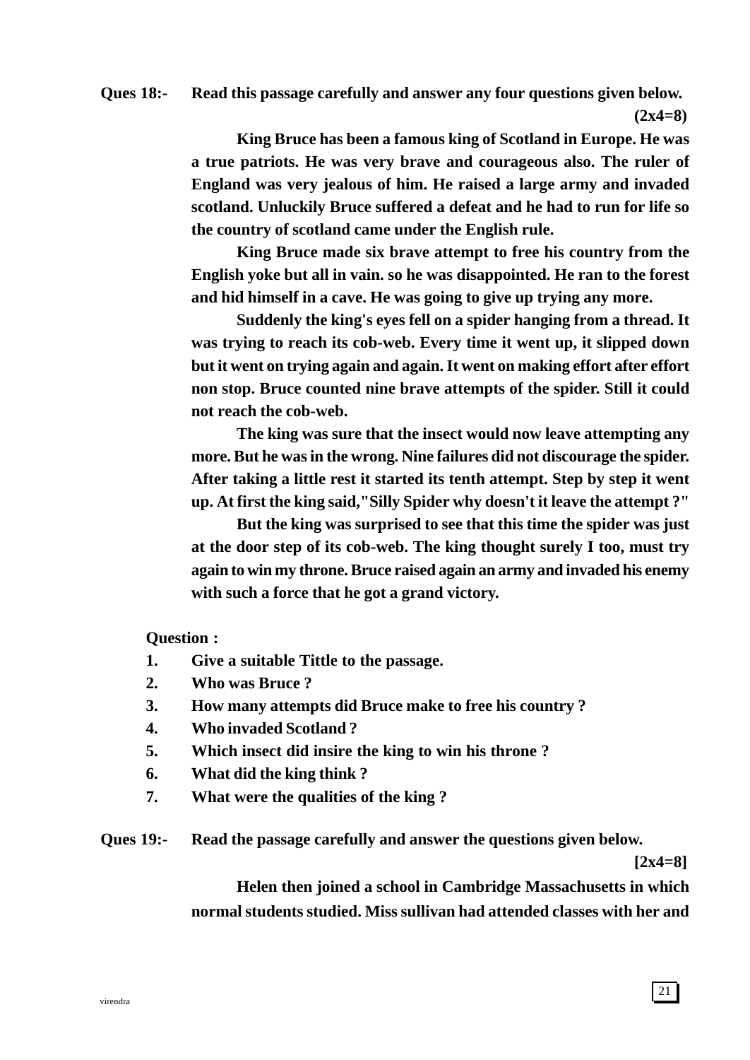**Ques 18:- Read this passage carefully and answer any four questions given below. (2x4=8)**

**King Bruce has been a famous king of Scotland in Europe. He was a true patriots. He was very brave and courageous also. The ruler of England was very jealous of him. He raised a large army and invaded scotland. Unluckily Bruce suffered a defeat and he had to run for life so the country of scotland came under the English rule.**

**King Bruce made six brave attempt to free his country from the English yoke but all in vain. so he was disappointed. He ran to the forest and hid himself in a cave. He was going to give up trying any more.**

**Suddenly the king's eyes fell on a spider hanging from a thread. It was trying to reach its cob-web. Every time it went up, it slipped down but it went on trying again and again. It went on making effort after effort non stop. Bruce counted nine brave attempts of the spider. Still it could not reach the cob-web.**

**The king was sure that the insect would now leave attempting any more. But he was in the wrong. Nine failures did not discourage the spider. After taking a little rest it started its tenth attempt. Step by step it went up. At first the king said,"Silly Spider why doesn't it leave the attempt ?"**

**But the king was surprised to see that this time the spider was just at the door step of its cob-web. The king thought surely I too, must try again to win my throne. Bruce raised again an army and invaded his enemy with such a force that he got a grand victory.**

**Question :**

1. **Give a suitable Tittle to the passage.**
2. **Who was Bruce ?**
3. **How many attempts did Bruce make to free his country ?**
4. **Who invaded Scotland ?**
5. **Which insect did insire the king to win his throne ?**
6. **What did the king think ?**
7. **What were the qualities of the king ?**

**Ques 19:- Read the passage carefully and answer the questions given below. [2x4=8]**

**Helen then joined a school in Cambridge Massachusetts in which normal students studied. Miss sullivan had attended classes with her and**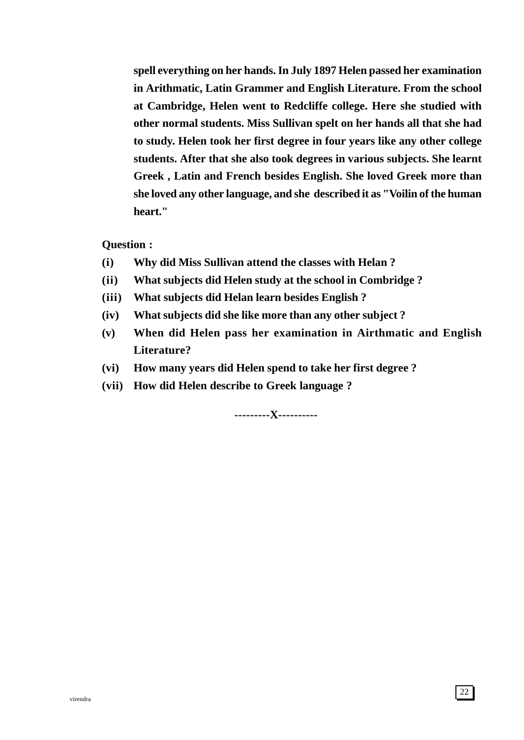**spell everything on her hands. In July 1897 Helen passed her examination in Arithmatic, Latin Grammer and English Literature. From the school at Cambridge, Helen went to Redcliffe college. Here she studied with other normal students. Miss Sullivan spelt on her hands all that she had to study. Helen took her first degree in four years like any other college students. After that she also took degrees in various subjects. She learnt Greek , Latin and French besides English. She loved Greek more than she loved any other language, and she described it as "Voilin of the human heart."**

**Question :**

**(i) Why did Miss Sullivan attend the classes with Helan ?**

**(ii) What subjects did Helen study at the school in Combridge ?**

**(iii) What subjects did Helan learn besides English ?**

**(iv) What subjects did she like more than any other subject ?**

**(v) When did Helen pass her examination in Airthmatic and English Literature?**

**(vi) How many years did Helen spend to take her first degree ?**

**(vii) How did Helen describe to Greek language ?**

---------X----------

virendra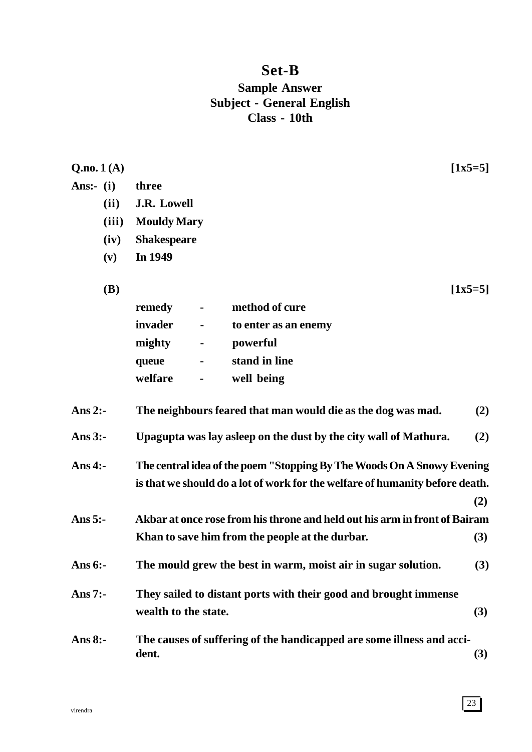# Set-B

## Sample Answer
## Subject - General English
## Class - 10th

**Q.no. 1 (A)** **[1x5=5]**

**Ans:- (i)** **three**

**(ii)** **J.R. Lowell**

**(iii)** **Mouldy Mary**

**(iv)** **Shakespeare**

**(v)** **In 1949**

**(B)** **[1x5=5]**

| | | |
|---|---|---|
| **remedy** | - | **method of cure** |
| **invader** | - | **to enter as an enemy** |
| **mighty** | - | **powerful** |
| **queue** | - | **stand in line** |
| **welfare** | - | **well being** |

**Ans 2:-** **The neighbours feared that man would die as the dog was mad.** **(2)**

**Ans 3:-** **Upagupta was lay asleep on the dust by the city wall of Mathura.** **(2)**

**Ans 4:-** **The central idea of the poem "Stopping By The Woods On A Snowy Evening is that we should do a lot of work for the welfare of humanity before death.** **(2)**

**Ans 5:-** **Akbar at once rose from his throne and held out his arm in front of Bairam Khan to save him from the people at the durbar.** **(3)**

**Ans 6:-** **The mould grew the best in warm, moist air in sugar solution.** **(3)**

**Ans 7:-** **They sailed to distant ports with their good and brought immense wealth to the state.** **(3)**

**Ans 8:-** **The causes of suffering of the handicapped are some illness and accident.** **(3)**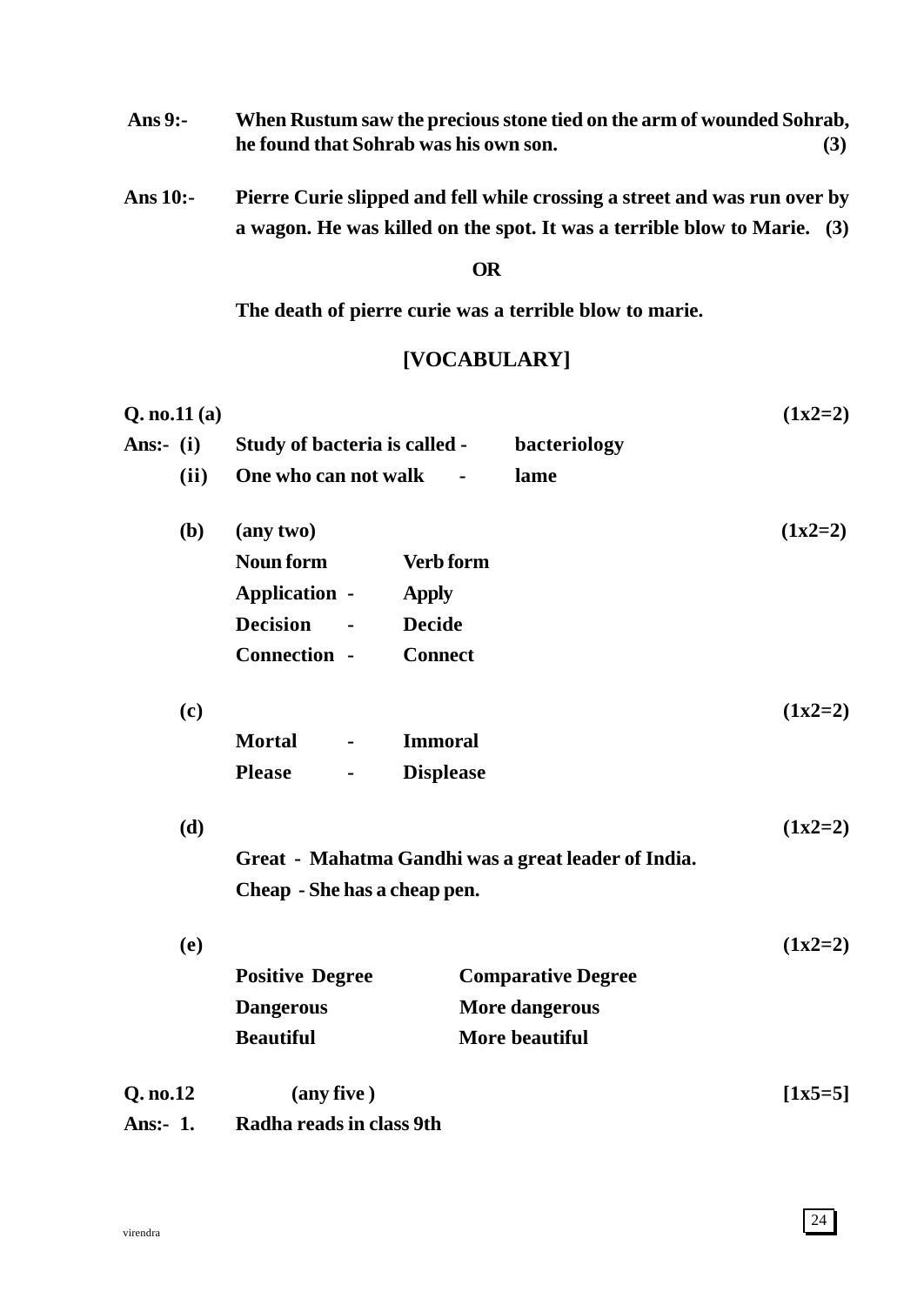**Ans 9:-** **When Rustum saw the precious stone tied on the arm of wounded Sohrab, he found that Sohrab was his own son.** **(3)**

**Ans 10:-** **Pierre Curie slipped and fell while crossing a street and was run over by a wagon. He was killed on the spot. It was a terrible blow to Marie.** **(3)**

**OR**

**The death of pierre curie was a terrible blow to marie.**

## [VOCABULARY]

**Q. no.11 (a)** **(1x2=2)**

**Ans:- (i)** **Study of bacteria is called -** **bacteriology**

**(ii)** **One who can not walk -** **lame**

**(b)** **(any two)** **(1x2=2)**

| Noun form | Verb form |
|---|---|
| Application - | Apply |
| Decision - | Decide |
| Connection - | Connect |

**(c)** **(1x2=2)**

**Mortal - Immoral**

**Please - Displease**

**(d)** **(1x2=2)**

**Great - Mahatma Gandhi was a great leader of India.**

**Cheap - She has a cheap pen.**

**(e)** **(1x2=2)**

| Positive Degree | Comparative Degree |
|---|---|
| Dangerous | More dangerous |
| Beautiful | More beautiful |

**Q. no.12** **(any five )** **[1x5=5]**

**Ans:- 1.** **Radha reads in class 9th**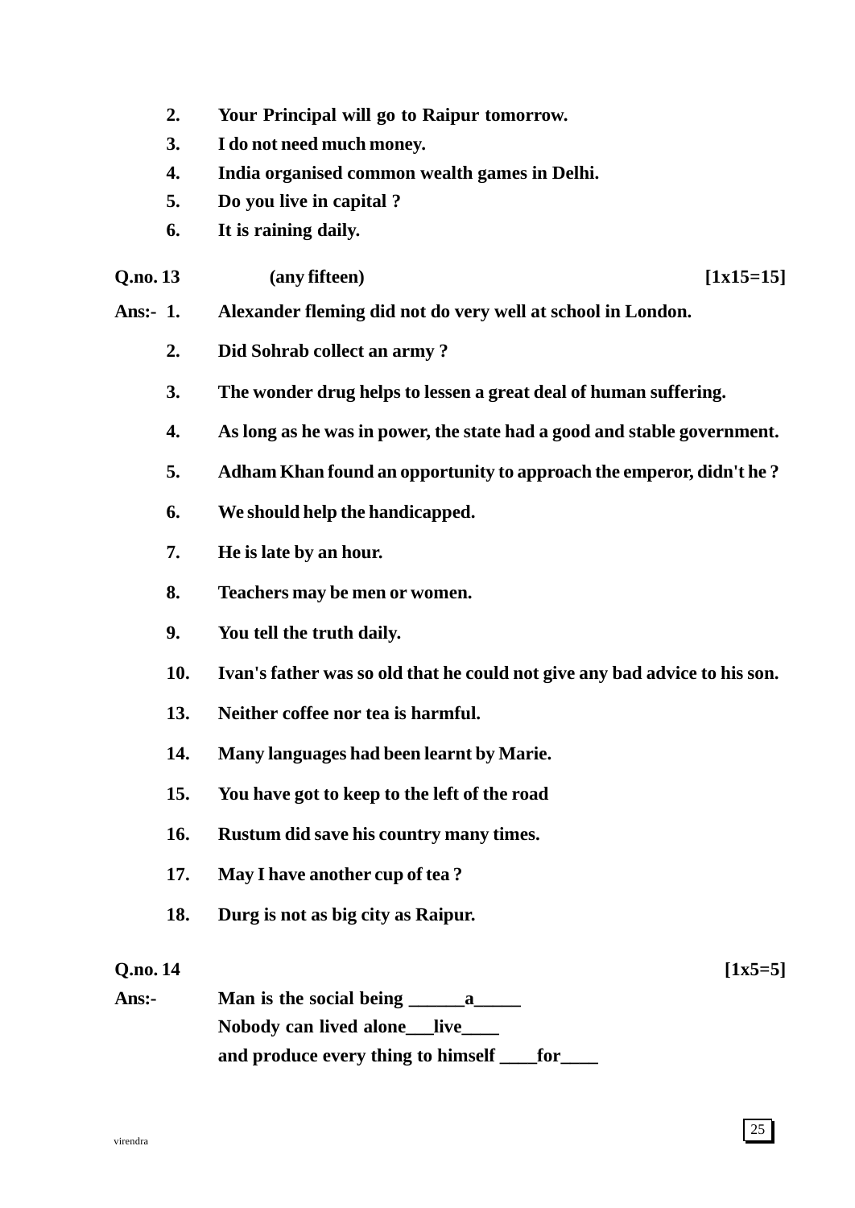2. **Your Principal will go to Raipur tomorrow.**
3. **I do not need much money.**
4. **India organised common wealth games in Delhi.**
5. **Do you live in capital ?**
6. **It is raining daily.**

**Q.no. 13 (any fifteen) [1x15=15]**

**Ans:-**

1. **Alexander fleming did not do very well at school in London.**
2. **Did Sohrab collect an army ?**
3. **The wonder drug helps to lessen a great deal of human suffering.**
4. **As long as he was in power, the state had a good and stable government.**
5. **Adham Khan found an opportunity to approach the emperor, didn't he ?**
6. **We should help the handicapped.**
7. **He is late by an hour.**
8. **Teachers may be men or women.**
9. **You tell the truth daily.**
10. **Ivan's father was so old that he could not give any bad advice to his son.**

13. **Neither coffee nor tea is harmful.**
14. **Many languages had been learnt by Marie.**
15. **You have got to keep to the left of the road**
16. **Rustum did save his country many times.**
17. **May I have another cup of tea ?**
18. **Durg is not as big city as Raipur.**

**Q.no. 14 [1x5=5]**

**Ans:-**

**Man is the social being ______a_____**

**Nobody can lived alone___live____**

**and produce every thing to himself ____for____**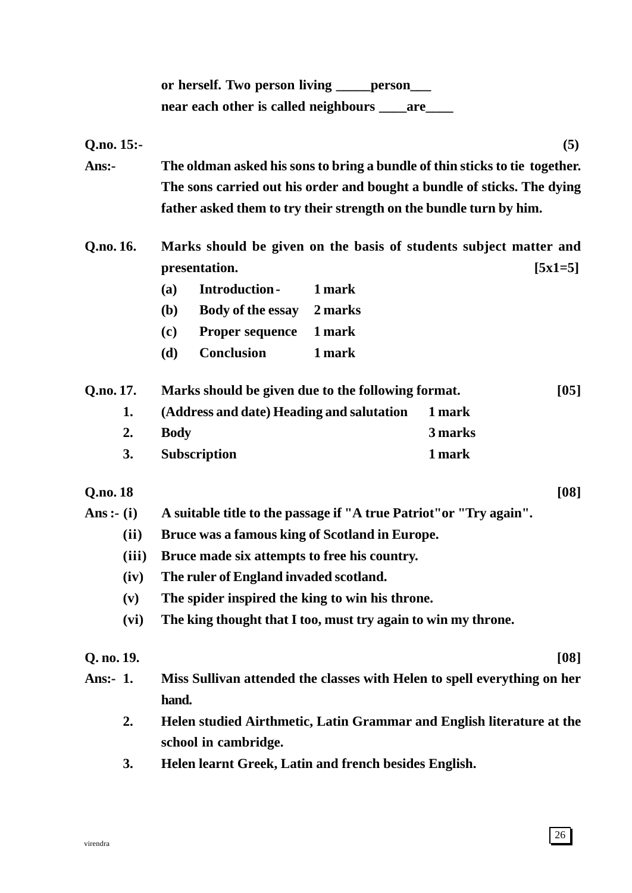**or herself. Two person living _____person___**
**near each other is called neighbours ____are____**

**Q.no. 15:-** **(5)**

**Ans:-** **The oldman asked his sons to bring a bundle of thin sticks to tie together. The sons carried out his order and bought a bundle of sticks. The dying father asked them to try their strength on the bundle turn by him.**

**Q.no. 16.** **Marks should be given on the basis of students subject matter and presentation.** **[5x1=5]**

**(a) Introduction - 1 mark**
**(b) Body of the essay 2 marks**
**(c) Proper sequence 1 mark**
**(d) Conclusion 1 mark**

**Q.no. 17.** **Marks should be given due to the following format.** **[05]**

**1. (Address and date) Heading and salutation 1 mark**
**2. Body 3 marks**
**3. Subscription 1 mark**

**Q.no. 18** **[08]**

**Ans :- (i) A suitable title to the passage if "A true Patriot"or "Try again".**
**(ii) Bruce was a famous king of Scotland in Europe.**
**(iii) Bruce made six attempts to free his country.**
**(iv) The ruler of England invaded scotland.**
**(v) The spider inspired the king to win his throne.**
**(vi) The king thought that I too, must try again to win my throne.**

**Q. no. 19.** **[08]**

**Ans:- 1. Miss Sullivan attended the classes with Helen to spell everything on her hand.**
**2. Helen studied Airthmetic, Latin Grammar and English literature at the school in cambridge.**
**3. Helen learnt Greek, Latin and french besides English.**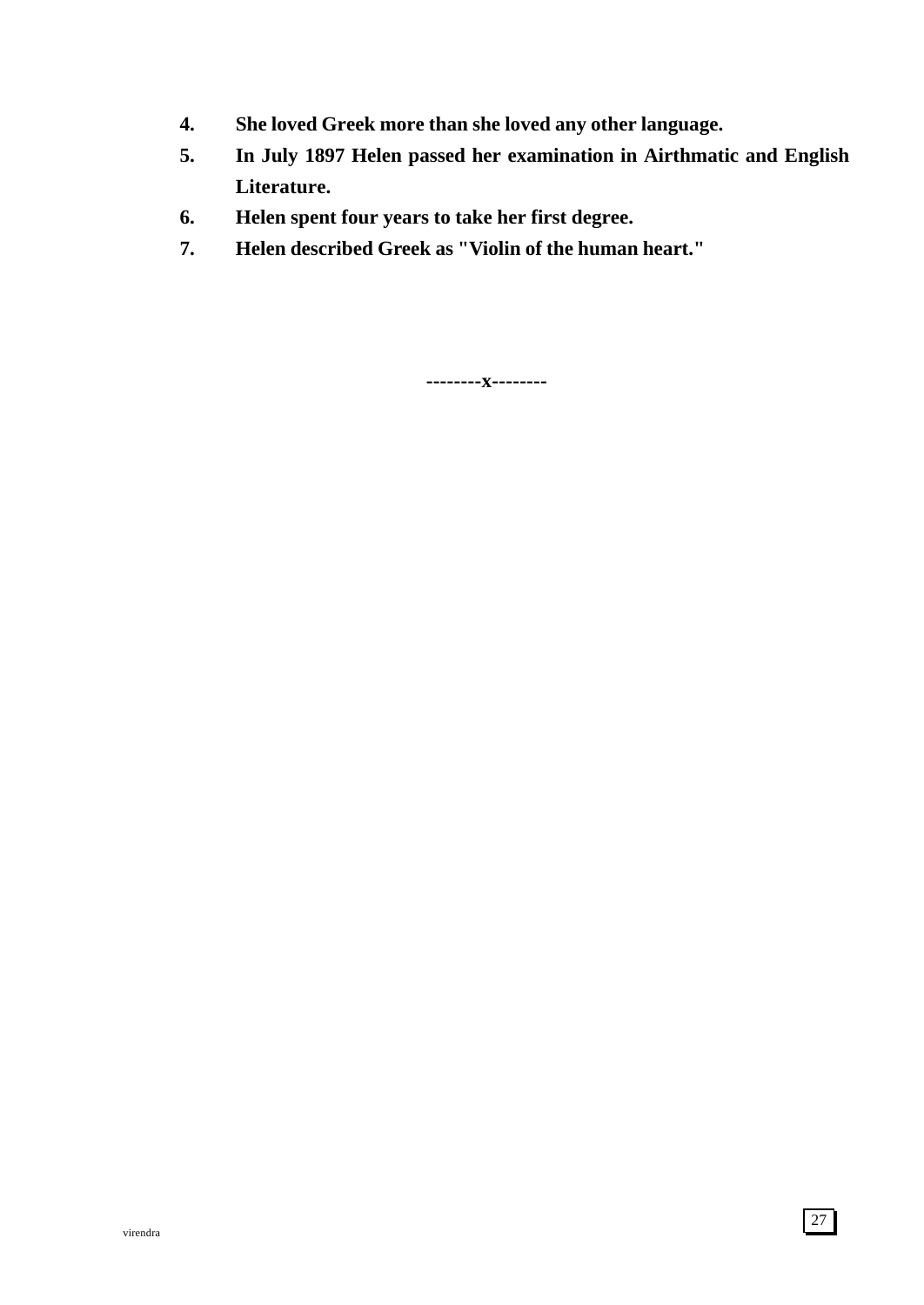4. **She loved Greek more than she loved any other language.**
5. **In July 1897 Helen passed her examination in Airthmatic and English Literature.**
6. **Helen spent four years to take her first degree.**
7. **Helen described Greek as "Violin of the human heart."**

**--------x--------**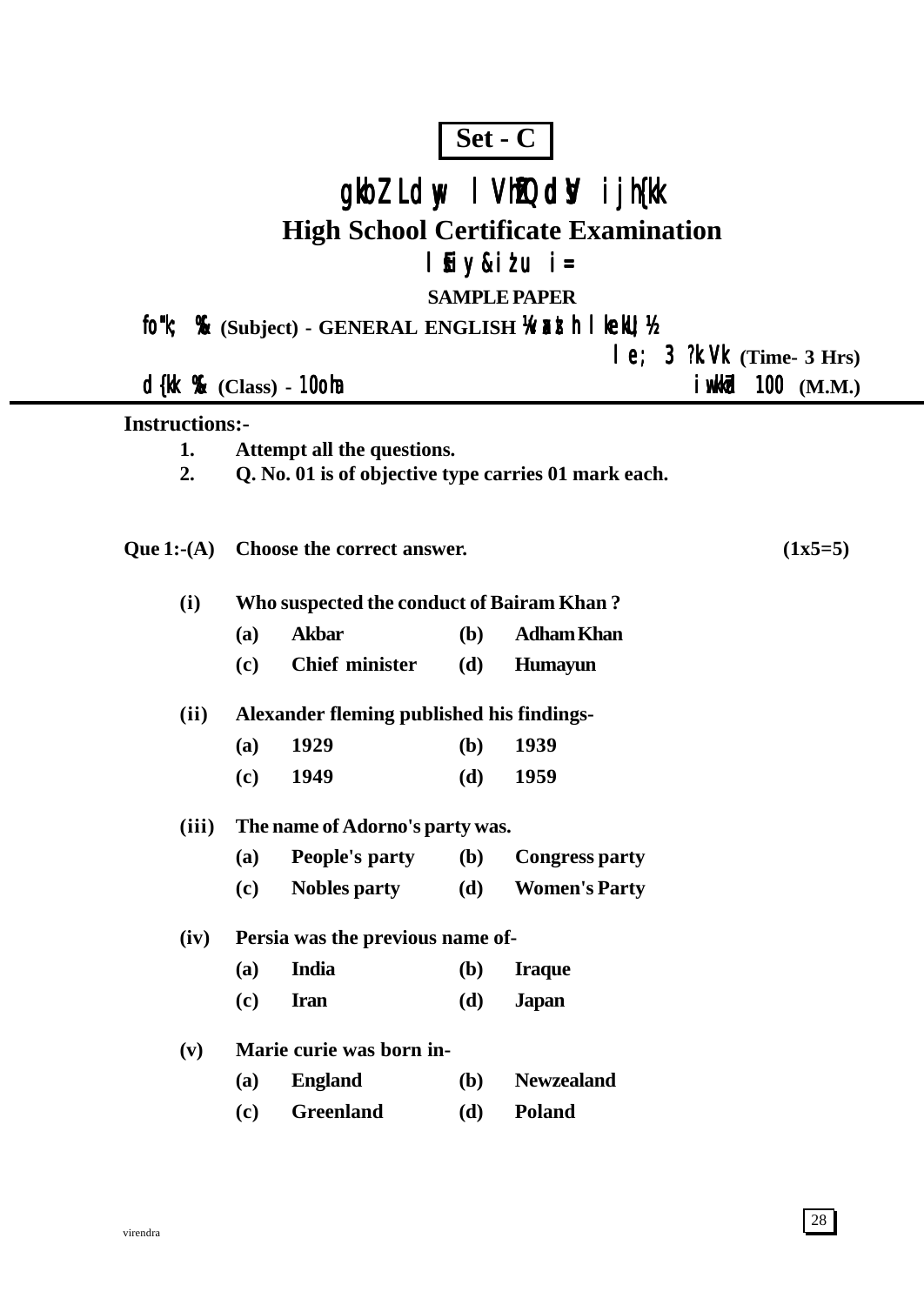**Set - C**

# gkbZ Ldwy lVhZfQdsV ijh{kk

# High School Certificate Examination

## lsEiy&iz'u i=

**SAMPLE PAPER**

**fo"k; %& (Subject) - GENERAL ENGLISH ¼vaxzsth lkekU;½**

**le; 3 ?k.Vk (Time- 3 Hrs)**

**d{kk %& (Class) - 10oha** | **iw.kkZad 100 (M.M.)**

---

**Instructions:-**

1. **Attempt all the questions.**
2. **Q. No. 01 is of objective type carries 01 mark each.**

**Que 1:-(A) Choose the correct answer.** **(1x5=5)**

**(i) Who suspected the conduct of Bairam Khan ?**

| | | | |
|---|---|---|---|
| **(a)** | **Akbar** | **(b)** | **Adham Khan** |
| **(c)** | **Chief minister** | **(d)** | **Humayun** |

**(ii) Alexander fleming published his findings-**

| | | | |
|---|---|---|---|
| **(a)** | **1929** | **(b)** | **1939** |
| **(c)** | **1949** | **(d)** | **1959** |

**(iii) The name of Adorno's party was.**

| | | | |
|---|---|---|---|
| **(a)** | **People's party** | **(b)** | **Congress party** |
| **(c)** | **Nobles party** | **(d)** | **Women's Party** |

**(iv) Persia was the previous name of-**

| | | | |
|---|---|---|---|
| **(a)** | **India** | **(b)** | **Iraque** |
| **(c)** | **Iran** | **(d)** | **Japan** |

**(v) Marie curie was born in-**

| | | | |
|---|---|---|---|
| **(a)** | **England** | **(b)** | **Newzealand** |
| **(c)** | **Greenland** | **(d)** | **Poland** |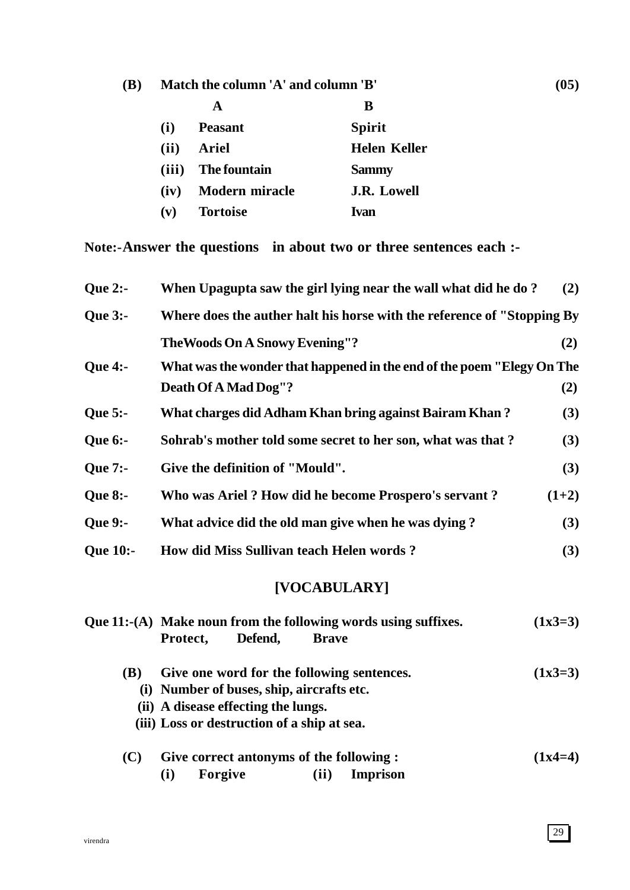**(B) Match the column 'A' and column 'B'** **(05)**

| | A | B |
|---|---|---|
| (i) | Peasant | Spirit |
| (ii) | Ariel | Helen Keller |
| (iii) | The fountain | Sammy |
| (iv) | Modern miracle | J.R. Lowell |
| (v) | Tortoise | Ivan |

**Note:-Answer the questions in about two or three sentences each :-**

**Que 2:-** When Upagupta saw the girl lying near the wall what did he do ? **(2)**

**Que 3:-** Where does the auther halt his horse with the reference of "Stopping By TheWoods On A Snowy Evening"? **(2)**

**Que 4:-** What was the wonder that happened in the end of the poem "Elegy On The Death Of A Mad Dog"? **(2)**

**Que 5:-** What charges did Adham Khan bring against Bairam Khan ? **(3)**

**Que 6:-** Sohrab's mother told some secret to her son, what was that ? **(3)**

**Que 7:-** Give the definition of "Mould". **(3)**

**Que 8:-** Who was Ariel ? How did he become Prospero's servant ? **(1+2)**

**Que 9:-** What advice did the old man give when he was dying ? **(3)**

**Que 10:-** How did Miss Sullivan teach Helen words ? **(3)**

## [VOCABULARY]

**Que 11:-(A)** Make noun from the following words using suffixes. **(1x3=3)**

Protect, Defend, Brave

**(B)** Give one word for the following sentences. **(1x3=3)**

(i) Number of buses, ship, aircrafts etc.

(ii) A disease effecting the lungs.

(iii) Loss or destruction of a ship at sea.

**(C)** Give correct antonyms of the following : **(1x4=4)**

(i) Forgive (ii) Imprison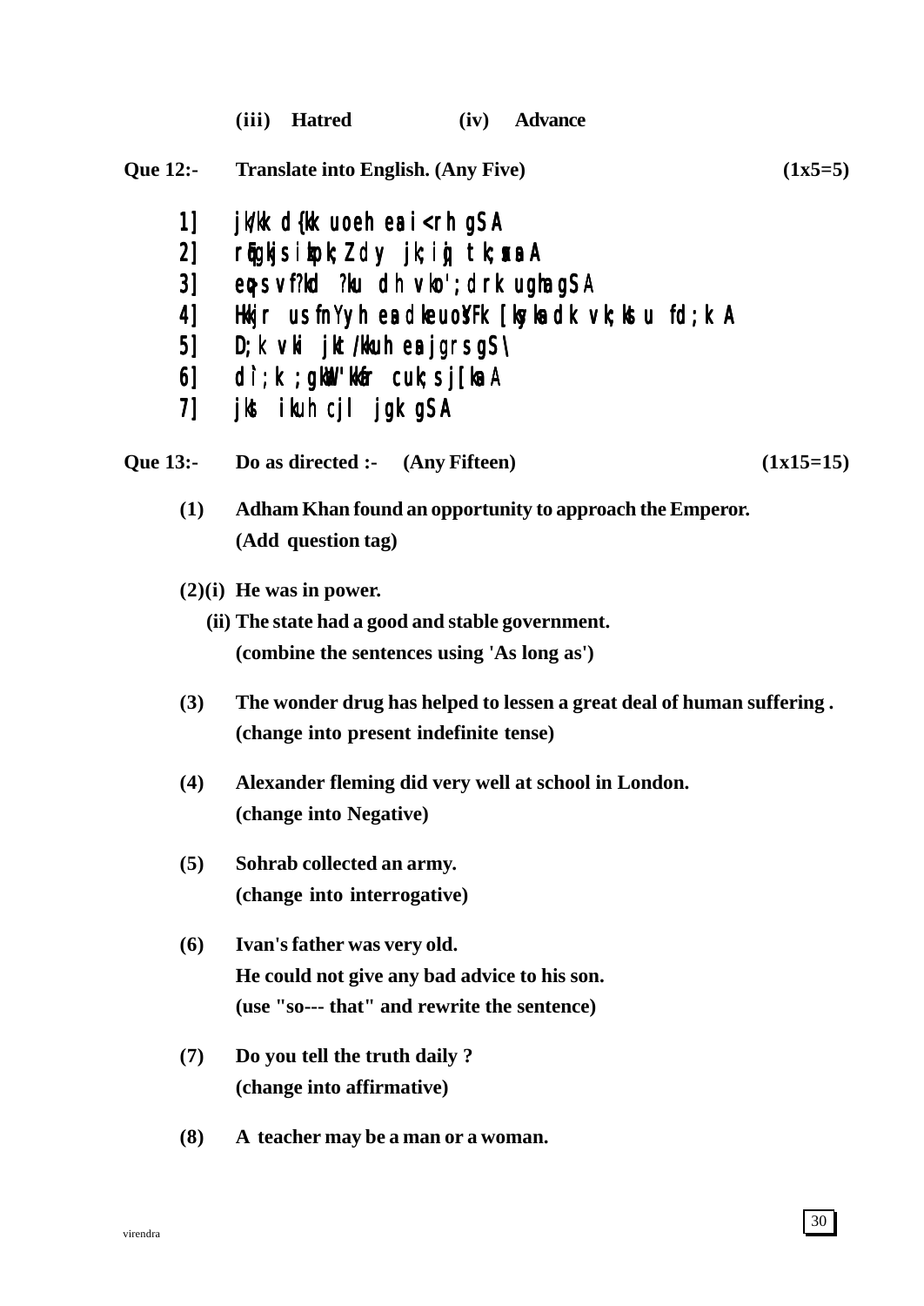(iii) **Hatred** (iv) **Advance**

**Que 12:- Translate into English. (Any Five)** **(1x5=5)**

1] jk/kk d{kk uoeh esa i<+rh gSA
2] rqEgkjs izkpk;Z dy jk;iqj tk;saxsA
3] eq>s vf?kd ?ku dh vko';drk ugha gSA
4] Hkkjr us fnYyh esa dkeuoSYFk [ksyksa dk vk;kstu fd;k A
5] D;k vki jkt/kkuh esa jgrs gS\
6] d`i;k ;gk¡ 'kkafr cuk;s j[ksa A
7] jks ikuh cjl jgk gSA

**Que 13:- Do as directed :- (Any Fifteen)** **(1x15=15)**

**(1)** **Adham Khan found an opportunity to approach the Emperor.**
**(Add question tag)**

**(2)(i)** **He was in power.**
**(ii) The state had a good and stable government.**
**(combine the sentences using 'As long as')**

**(3)** **The wonder drug has helped to lessen a great deal of human suffering .**
**(change into present indefinite tense)**

**(4)** **Alexander fleming did very well at school in London.**
**(change into Negative)**

**(5)** **Sohrab collected an army.**
**(change into interrogative)**

**(6)** **Ivan's father was very old.**
**He could not give any bad advice to his son.**
**(use "so--- that" and rewrite the sentence)**

**(7)** **Do you tell the truth daily ?**
**(change into affirmative)**

**(8)** **A teacher may be a man or a woman.**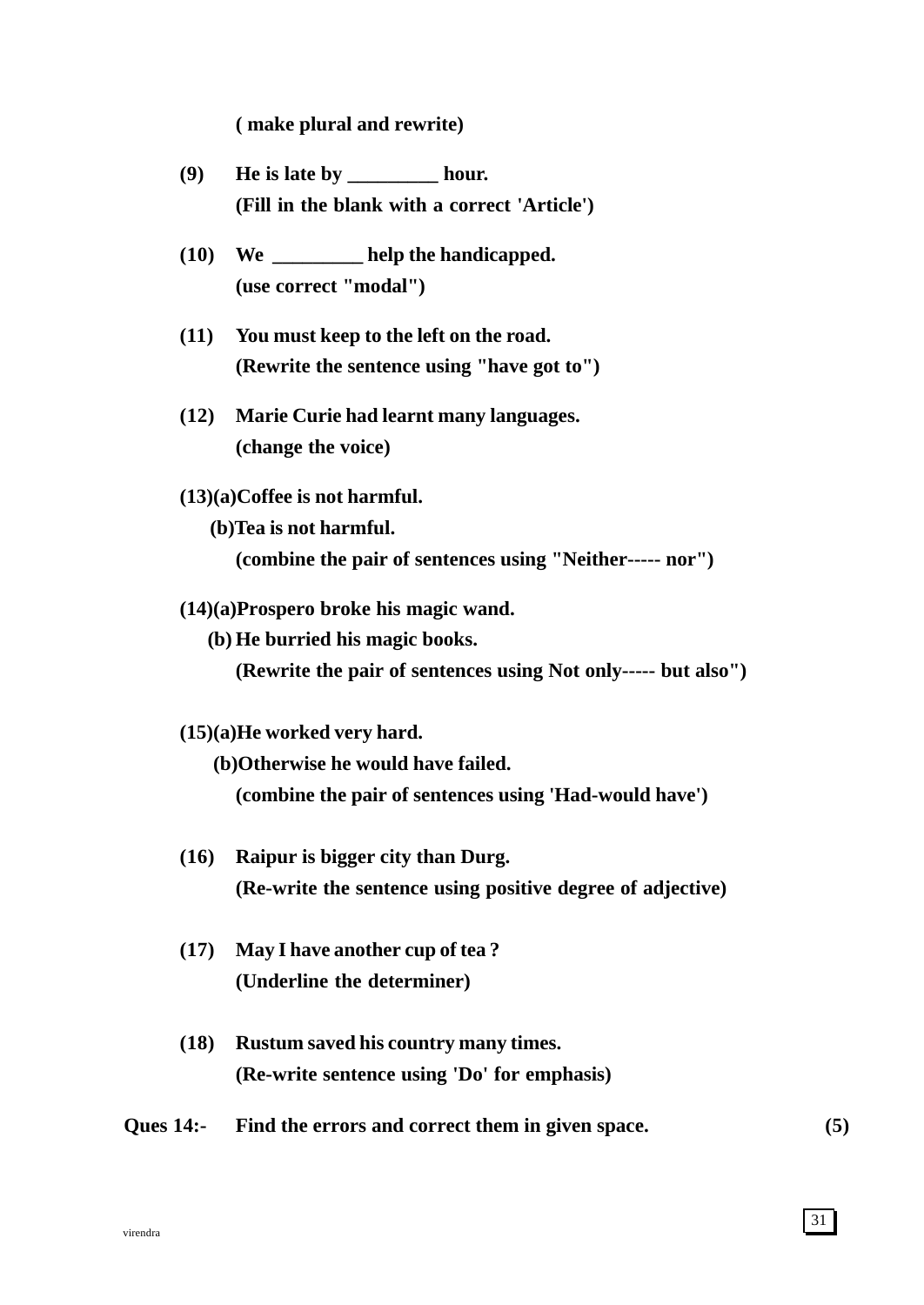**( make plural and rewrite)**

**(9)** **He is late by _________ hour.**
**(Fill in the blank with a correct 'Article')**

**(10)** **We _________ help the handicapped.**
**(use correct "modal")**

**(11)** **You must keep to the left on the road.**
**(Rewrite the sentence using "have got to")**

**(12)** **Marie Curie had learnt many languages.**
**(change the voice)**

**(13)(a)Coffee is not harmful.**
**(b)Tea is not harmful.**
**(combine the pair of sentences using "Neither----- nor")**

**(14)(a)Prospero broke his magic wand.**
**(b) He burried his magic books.**
**(Rewrite the pair of sentences using Not only----- but also")**

**(15)(a)He worked very hard.**
**(b)Otherwise he would have failed.**
**(combine the pair of sentences using 'Had-would have')**

**(16)** **Raipur is bigger city than Durg.**
**(Re-write the sentence using positive degree of adjective)**

**(17)** **May I have another cup of tea ?**
**(Underline the determiner)**

**(18)** **Rustum saved his country many times.**
**(Re-write sentence using 'Do' for emphasis)**

**Ques 14:-** **Find the errors and correct them in given space.** **(5)**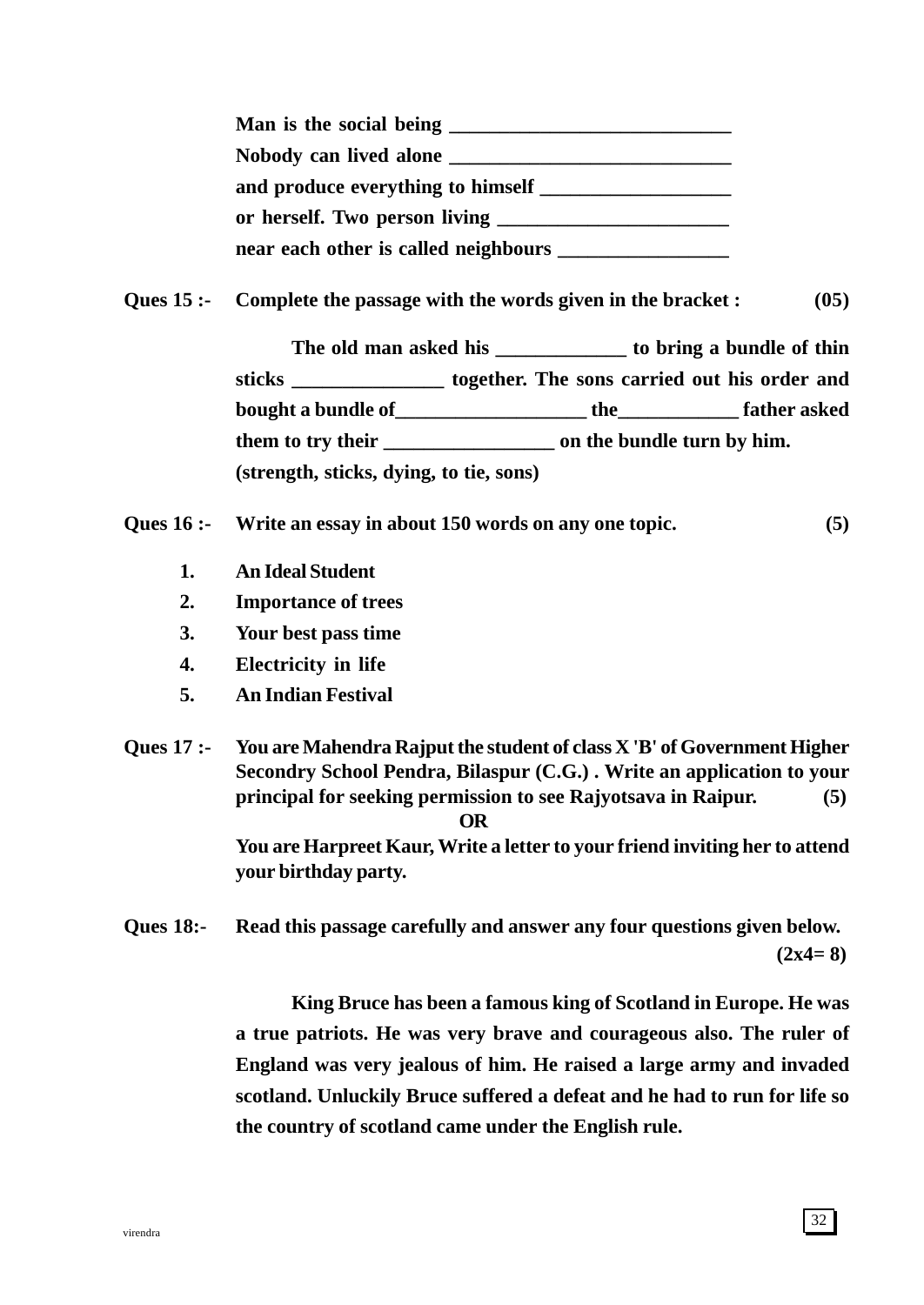**Man is the social being ____________________________**
**Nobody can lived alone ____________________________**
**and produce everything to himself ___________________**
**or herself. Two person living _______________________**
**near each other is called neighbours _________________**

**Ques 15 :-** **Complete the passage with the words given in the bracket : (05)**

**The old man asked his _____________ to bring a bundle of thin sticks _______________ together. The sons carried out his order and bought a bundle of___________________ the____________ father asked them to try their _________________ on the bundle turn by him.**
**(strength, sticks, dying, to tie, sons)**

**Ques 16 :-** **Write an essay in about 150 words on any one topic. (5)**

1. **An Ideal Student**
2. **Importance of trees**
3. **Your best pass time**
4. **Electricity in life**
5. **An Indian Festival**

**Ques 17 :-** **You are Mahendra Rajput the student of class X 'B' of Government Higher Secondry School Pendra, Bilaspur (C.G.) . Write an application to your principal for seeking permission to see Rajyotsava in Raipur. (5)**

**OR**

**You are Harpreet Kaur, Write a letter to your friend inviting her to attend your birthday party.**

**Ques 18:-** **Read this passage carefully and answer any four questions given below. (2x4= 8)**

**King Bruce has been a famous king of Scotland in Europe. He was a true patriots. He was very brave and courageous also. The ruler of England was very jealous of him. He raised a large army and invaded scotland. Unluckily Bruce suffered a defeat and he had to run for life so the country of scotland came under the English rule.**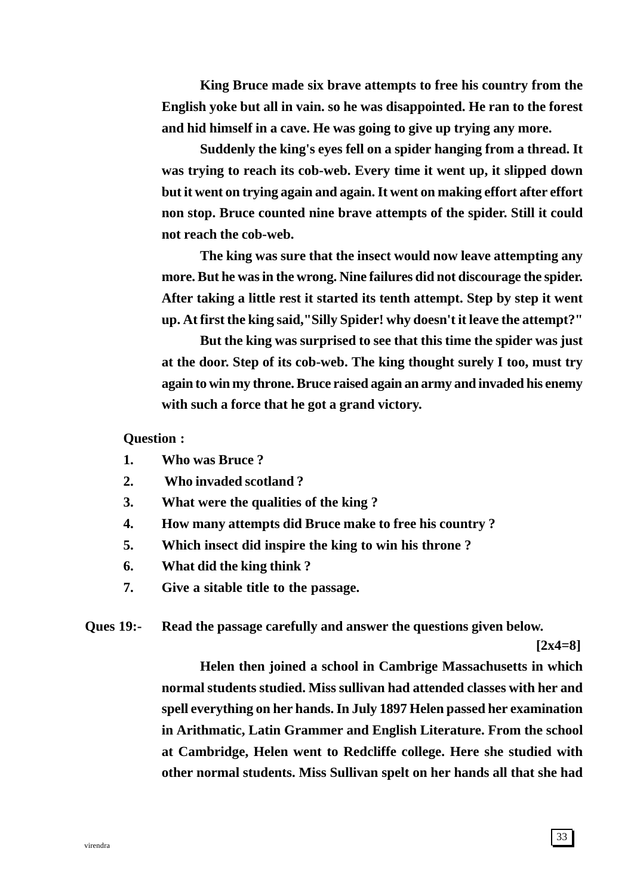**King Bruce made six brave attempts to free his country from the English yoke but all in vain. so he was disappointed. He ran to the forest and hid himself in a cave. He was going to give up trying any more.**

**Suddenly the king's eyes fell on a spider hanging from a thread. It was trying to reach its cob-web. Every time it went up, it slipped down but it went on trying again and again. It went on making effort after effort non stop. Bruce counted nine brave attempts of the spider. Still it could not reach the cob-web.**

**The king was sure that the insect would now leave attempting any more. But he was in the wrong. Nine failures did not discourage the spider. After taking a little rest it started its tenth attempt. Step by step it went up. At first the king said,"Silly Spider! why doesn't it leave the attempt?"**

**But the king was surprised to see that this time the spider was just at the door. Step of its cob-web. The king thought surely I too, must try again to win my throne. Bruce raised again an army and invaded his enemy with such a force that he got a grand victory.**

**Question :**

1. **Who was Bruce ?**
2. **Who invaded scotland ?**
3. **What were the qualities of the king ?**
4. **How many attempts did Bruce make to free his country ?**
5. **Which insect did inspire the king to win his throne ?**
6. **What did the king think ?**
7. **Give a sitable title to the passage.**

**Ques 19:- Read the passage carefully and answer the questions given below.**

**[2x4=8]**

**Helen then joined a school in Cambrige Massachusetts in which normal students studied. Miss sullivan had attended classes with her and spell everything on her hands. In July 1897 Helen passed her examination in Arithmatic, Latin Grammer and English Literature. From the school at Cambridge, Helen went to Redcliffe college. Here she studied with other normal students. Miss Sullivan spelt on her hands all that she had**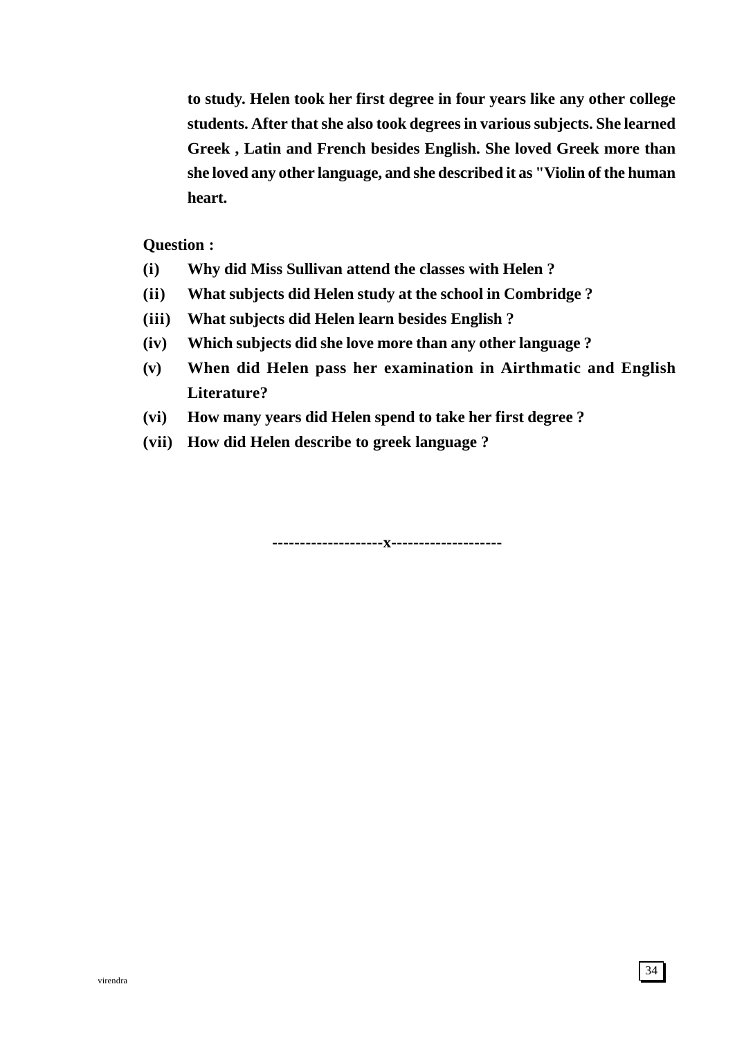**to study. Helen took her first degree in four years like any other college students. After that she also took degrees in various subjects. She learned Greek , Latin and French besides English. She loved Greek more than she loved any other language, and she described it as "Violin of the human heart.**

**Question :**

- **(i)** **Why did Miss Sullivan attend the classes with Helen ?**
- **(ii)** **What subjects did Helen study at the school in Combridge ?**
- **(iii)** **What subjects did Helen learn besides English ?**
- **(iv)** **Which subjects did she love more than any other language ?**
- **(v)** **When did Helen pass her examination in Airthmatic and English Literature?**
- **(vi)** **How many years did Helen spend to take her first degree ?**
- **(vii)** **How did Helen describe to greek language ?**

--------------------x--------------------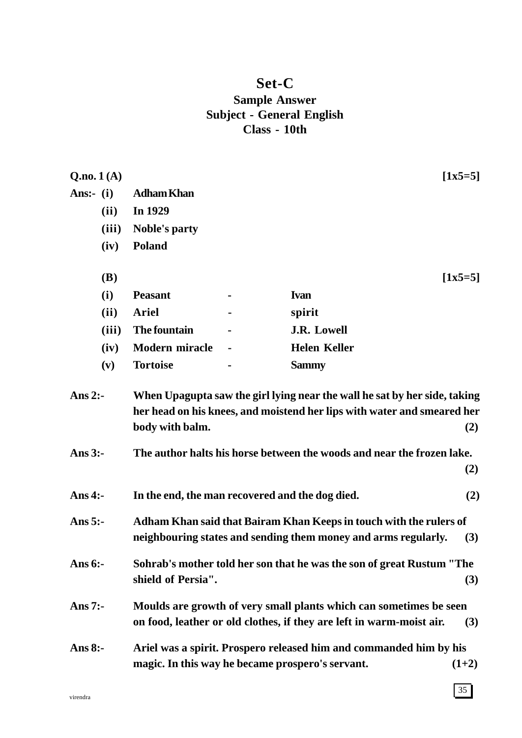# Set-C

## Sample Answer
## Subject - General English
## Class - 10th

**Q.no. 1 (A)** **[1x5=5]**

**Ans:-**
- **(i)** **Adham Khan**
- **(ii)** **In 1929**
- **(iii)** **Noble's party**
- **(iv)** **Poland**

**(B)** **[1x5=5]**

| | | | |
|---|---|---|---|
| **(i)** | **Peasant** | - | **Ivan** |
| **(ii)** | **Ariel** | - | **spirit** |
| **(iii)** | **The fountain** | - | **J.R. Lowell** |
| **(iv)** | **Modern miracle** | - | **Helen Keller** |
| **(v)** | **Tortoise** | - | **Sammy** |

**Ans 2:-** **When Upagupta saw the girl lying near the wall he sat by her side, taking her head on his knees, and moistend her lips with water and smeared her body with balm.** **(2)**

**Ans 3:-** **The author halts his horse between the woods and near the frozen lake.** **(2)**

**Ans 4:-** **In the end, the man recovered and the dog died.** **(2)**

**Ans 5:-** **Adham Khan said that Bairam Khan Keeps in touch with the rulers of neighbouring states and sending them money and arms regularly.** **(3)**

**Ans 6:-** **Sohrab's mother told her son that he was the son of great Rustum "The shield of Persia".** **(3)**

**Ans 7:-** **Moulds are growth of very small plants which can sometimes be seen on food, leather or old clothes, if they are left in warm-moist air.** **(3)**

**Ans 8:-** **Ariel was a spirit. Prospero released him and commanded him by his magic. In this way he became prospero's servant.** **(1+2)**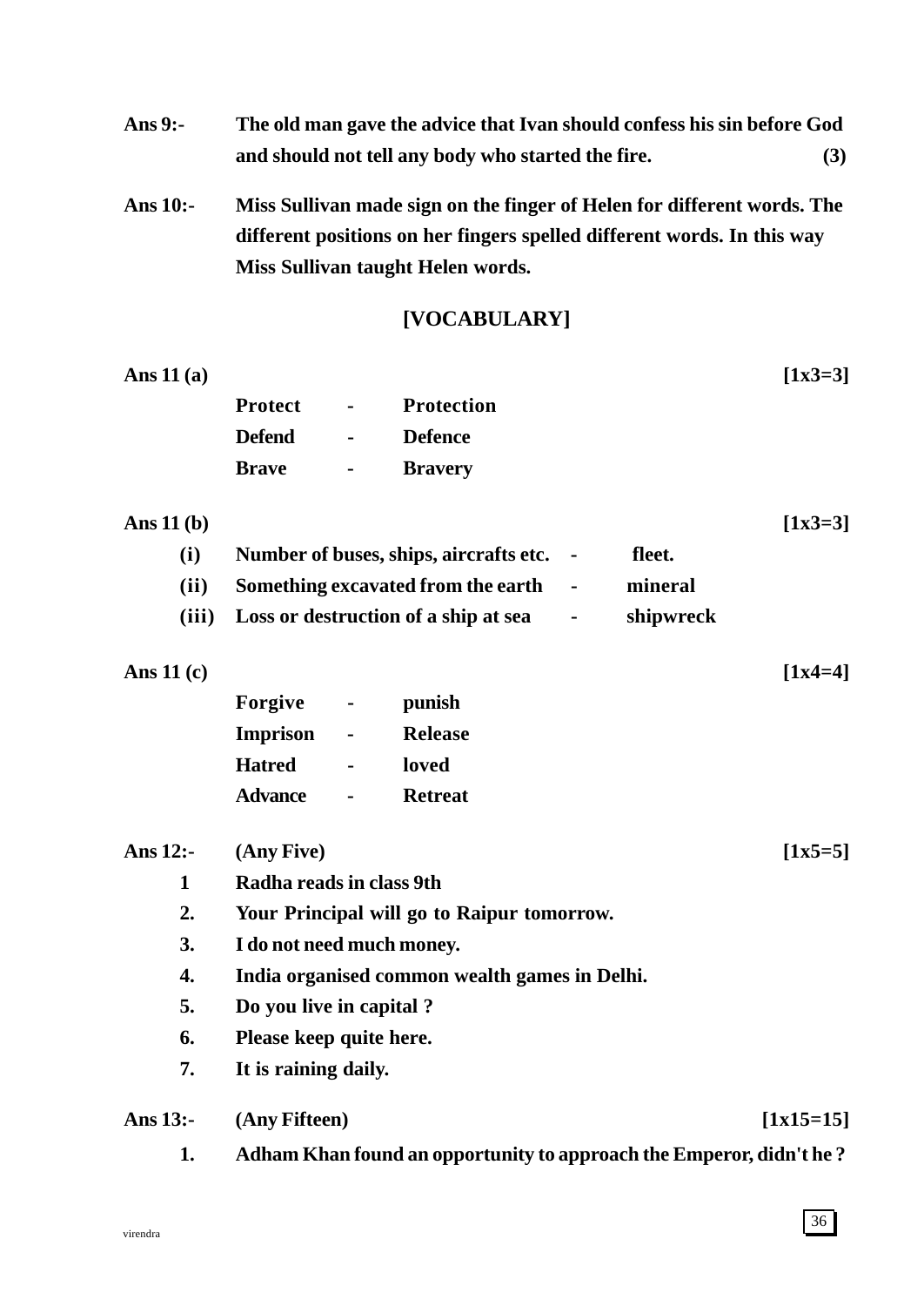**Ans 9:-** The old man gave the advice that Ivan should confess his sin before God and should not tell any body who started the fire. **(3)**

**Ans 10:-** Miss Sullivan made sign on the finger of Helen for different words. The different positions on her fingers spelled different words. In this way Miss Sullivan taught Helen words.

## [VOCABULARY]

**Ans 11 (a)** **[1x3=3]**

**Protect - Protection**
**Defend - Defence**
**Brave - Bravery**

**Ans 11 (b)** **[1x3=3]**

**(i)** Number of buses, ships, aircrafts etc. - fleet.
**(ii)** Something excavated from the earth - mineral
**(iii)** Loss or destruction of a ship at sea - shipwreck

**Ans 11 (c)** **[1x4=4]**

**Forgive - punish**
**Imprison - Release**
**Hatred - loved**
**Advance - Retreat**

**Ans 12:-** (Any Five) **[1x5=5]**

1 Radha reads in class 9th
2. Your Principal will go to Raipur tomorrow.
3. I do not need much money.
4. India organised common wealth games in Delhi.
5. Do you live in capital ?
6. Please keep quite here.
7. It is raining daily.

**Ans 13:-** (Any Fifteen) **[1x15=15]**

1. Adham Khan found an opportunity to approach the Emperor, didn't he ?

virendra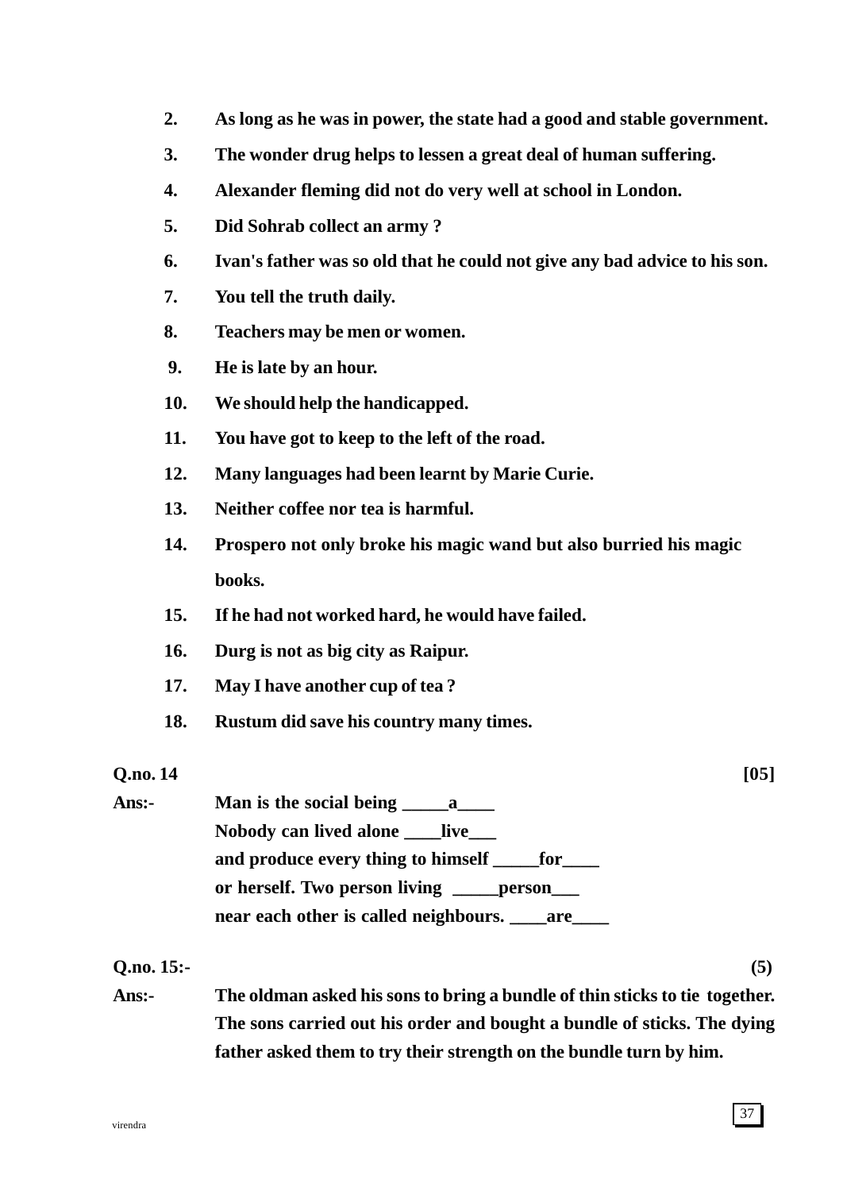2. As long as he was in power, the state had a good and stable government.
3. The wonder drug helps to lessen a great deal of human suffering.
4. Alexander fleming did not do very well at school in London.
5. Did Sohrab collect an army ?
6. Ivan's father was so old that he could not give any bad advice to his son.
7. You tell the truth daily.
8. Teachers may be men or women.
9. He is late by an hour.
10. We should help the handicapped.
11. You have got to keep to the left of the road.
12. Many languages had been learnt by Marie Curie.
13. Neither coffee nor tea is harmful.
14. Prospero not only broke his magic wand but also burried his magic books.
15. If he had not worked hard, he would have failed.
16. Durg is not as big city as Raipur.
17. May I have another cup of tea ?
18. Rustum did save his country many times.

**Q.no. 14** **[05]**

**Ans:-** Man is the social being _____a____
Nobody can lived alone ____live___
and produce every thing to himself _____for____
or herself. Two person living _____person___
near each other is called neighbours. ____are____

**Q.no. 15:-** **(5)**

**Ans:-** The oldman asked his sons to bring a bundle of thin sticks to tie together. The sons carried out his order and bought a bundle of sticks. The dying father asked them to try their strength on the bundle turn by him.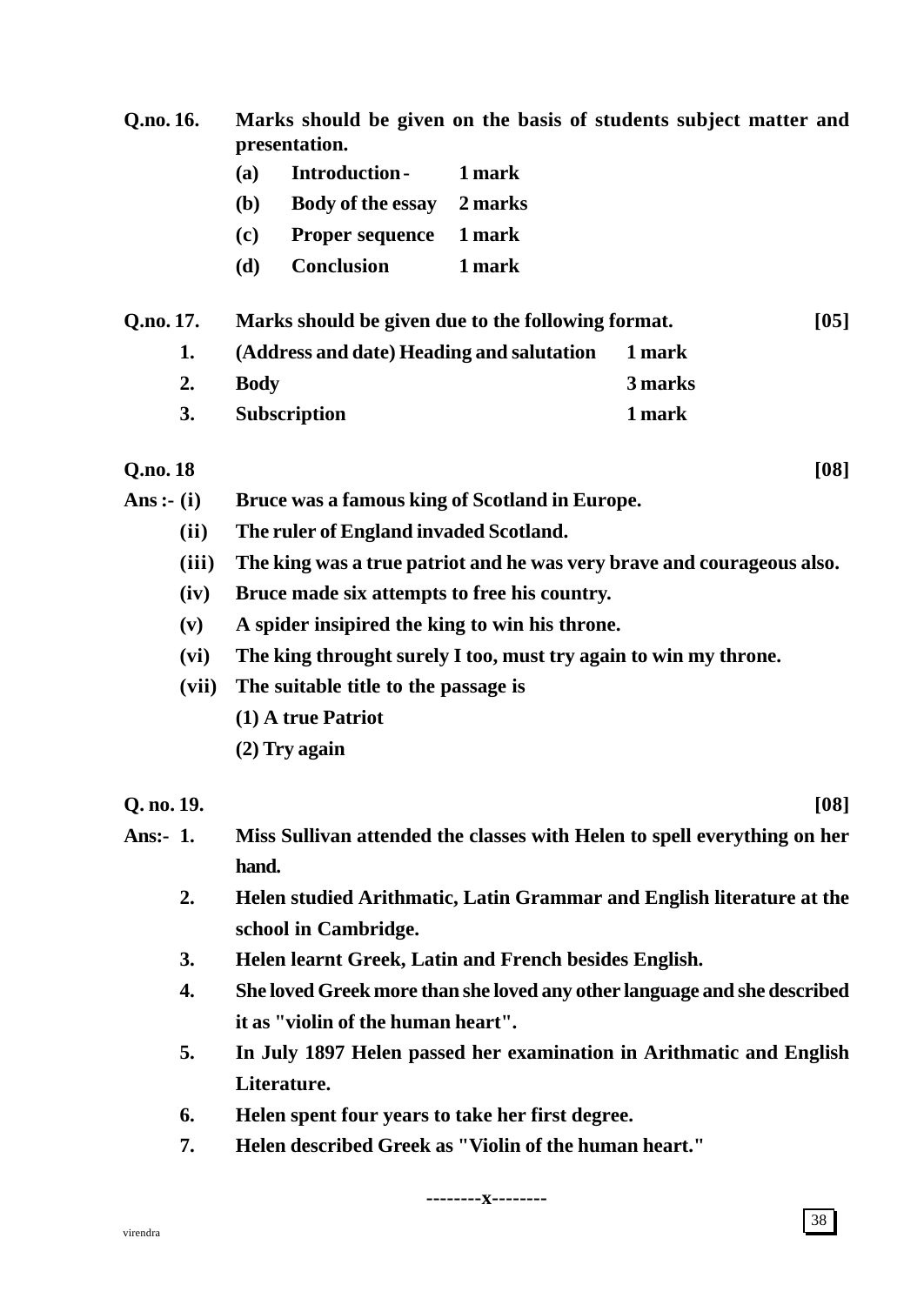**Q.no. 16.** **Marks should be given on the basis of students subject matter and presentation.**

- **(a)** **Introduction -** **1 mark**
- **(b)** **Body of the essay** **2 marks**
- **(c)** **Proper sequence** **1 mark**
- **(d)** **Conclusion** **1 mark**

**Q.no. 17.** **Marks should be given due to the following format.** **[05]**

1. **(Address and date) Heading and salutation** **1 mark**
2. **Body** **3 marks**
3. **Subscription** **1 mark**

**Q.no. 18** **[08]**

**Ans :- (i)** **Bruce was a famous king of Scotland in Europe.**

- **(ii)** **The ruler of England invaded Scotland.**
- **(iii)** **The king was a true patriot and he was very brave and courageous also.**
- **(iv)** **Bruce made six attempts to free his country.**
- **(v)** **A spider insipired the king to win his throne.**
- **(vi)** **The king throught surely I too, must try again to win my throne.**
- **(vii)** **The suitable title to the passage is**
  - **(1) A true Patriot**
  - **(2) Try again**

**Q. no. 19.** **[08]**

**Ans:- 1.** **Miss Sullivan attended the classes with Helen to spell everything on her hand.**

2. **Helen studied Arithmatic, Latin Grammar and English literature at the school in Cambridge.**
3. **Helen learnt Greek, Latin and French besides English.**
4. **She loved Greek more than she loved any other language and she described it as "violin of the human heart".**
5. **In July 1897 Helen passed her examination in Arithmatic and English Literature.**
6. **Helen spent four years to take her first degree.**
7. **Helen described Greek as "Violin of the human heart."**

--------x--------